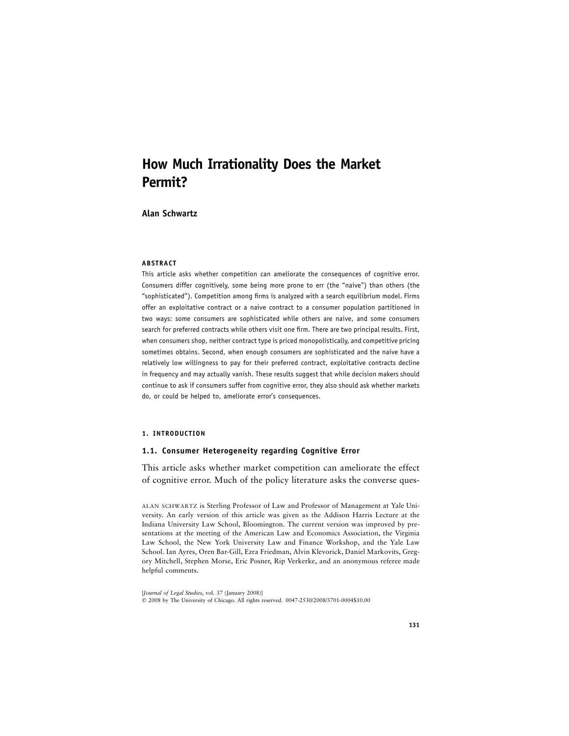# How Much Irrationality Does the Market Permit?

**Alan Schwartz**

**ABSTRACT**

This article asks whether competition can ameliorate the consequences of cognitive error. Consumers differ cognitively, some being more prone to err (the "naive") than others (the "sophisticated"). Competition among firms is analyzed with a search equilibrium model. Firms offer an exploitative contract or a naive contract to a consumer population partitioned in two ways: some consumers are sophisticated while others are naive, and some consumers search for preferred contracts while others visit one firm. There are two principal results. First, when consumers shop, neither contract type is priced monopolistically, and competitive pricing sometimes obtains. Second, when enough consumers are sophisticated and the naive have a relatively low willingness to pay for their preferred contract, exploitative contracts decline in frequency and may actually vanish. These results suggest that while decision makers should continue to ask if consumers suffer from cognitive error, they also should ask whether markets do, or could be helped to, ameliorate error's consequences.

## 1. INTRODUCTION

### 1.1. Consumer Heterogeneity regarding Cognitive Error

This article asks whether market competition can ameliorate the effect of cognitive error. Much of the policy literature asks the converse ques-

ALAN SCHWARTZ is Sterling Professor of Law and Professor of Management at Yale University. An early version of this article was given as the Addison Harris Lecture at the Indiana University Law School, Bloomington. The current version was improved by presentations at the meeting of the American Law and Economics Association, the Virginia Law School, the New York University Law and Finance Workshop, and the Yale Law School. Ian Ayres, Oren Bar-Gill, Ezra Friedman, Alvin Klevorick, Daniel Markovits, Gregory Mitchell, Stephen Morse, Eric Posner, Rip Verkerke, and an anonymous referee made helpful comments.

[*Journal of Legal Studies*, vol. 37 (January 2008)]
© 2008 by The University of Chicago. All rights reserved. 0047-2530/2008/3701-0004$10.00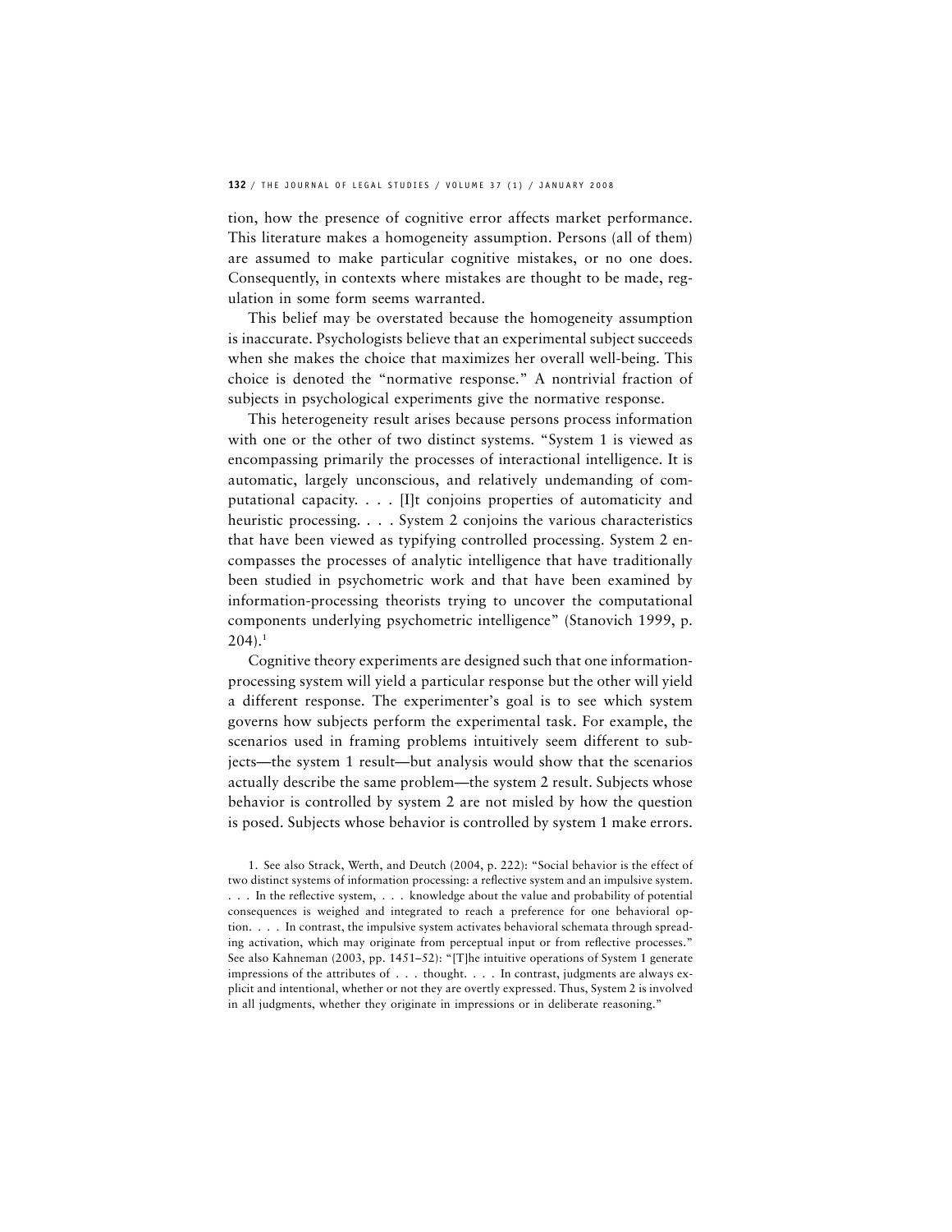tion, how the presence of cognitive error affects market performance. This literature makes a homogeneity assumption. Persons (all of them) are assumed to make particular cognitive mistakes, or no one does. Consequently, in contexts where mistakes are thought to be made, regulation in some form seems warranted.

This belief may be overstated because the homogeneity assumption is inaccurate. Psychologists believe that an experimental subject succeeds when she makes the choice that maximizes her overall well-being. This choice is denoted the "normative response." A nontrivial fraction of subjects in psychological experiments give the normative response.

This heterogeneity result arises because persons process information with one or the other of two distinct systems. "System 1 is viewed as encompassing primarily the processes of interactional intelligence. It is automatic, largely unconscious, and relatively undemanding of computational capacity. . . . [I]t conjoins properties of automaticity and heuristic processing. . . . System 2 conjoins the various characteristics that have been viewed as typifying controlled processing. System 2 encompasses the processes of analytic intelligence that have traditionally been studied in psychometric work and that have been examined by information-processing theorists trying to uncover the computational components underlying psychometric intelligence" (Stanovich 1999, p. 204).[1]

Cognitive theory experiments are designed such that one information-processing system will yield a particular response but the other will yield a different response. The experimenter's goal is to see which system governs how subjects perform the experimental task. For example, the scenarios used in framing problems intuitively seem different to subjects—the system 1 result—but analysis would show that the scenarios actually describe the same problem—the system 2 result. Subjects whose behavior is controlled by system 2 are not misled by how the question is posed. Subjects whose behavior is controlled by system 1 make errors.

1. See also Strack, Werth, and Deutch (2004, p. 222): "Social behavior is the effect of two distinct systems of information processing: a reflective system and an impulsive system. . . . In the reflective system, . . . knowledge about the value and probability of potential consequences is weighed and integrated to reach a preference for one behavioral option. . . . In contrast, the impulsive system activates behavioral schemata through spreading activation, which may originate from perceptual input or from reflective processes." See also Kahneman (2003, pp. 1451–52): "[T]he intuitive operations of System 1 generate impressions of the attributes of . . . thought. . . . In contrast, judgments are always explicit and intentional, whether or not they are overtly expressed. Thus, System 2 is involved in all judgments, whether they originate in impressions or in deliberate reasoning."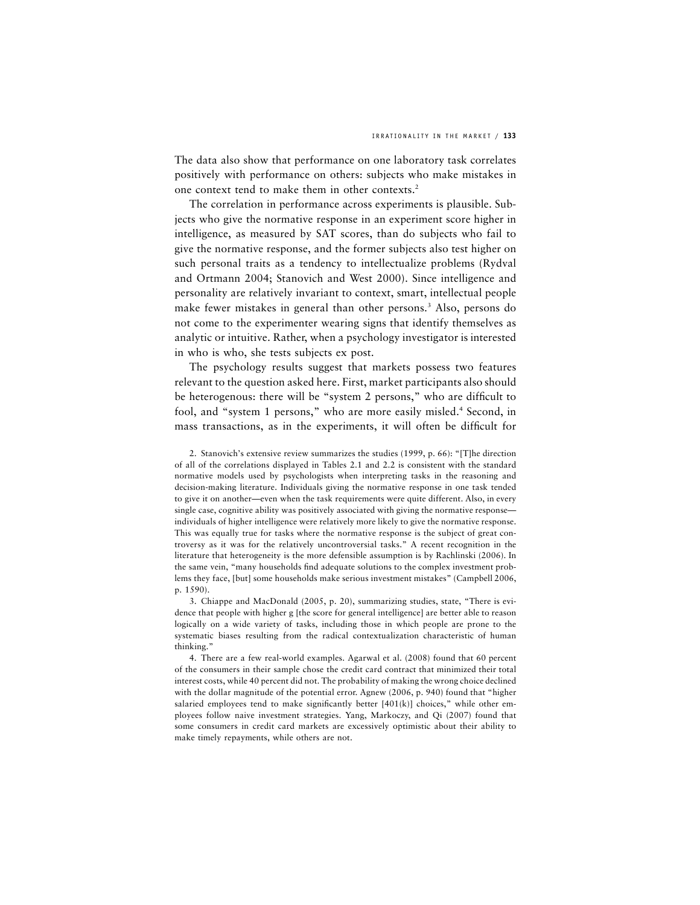The data also show that performance on one laboratory task correlates positively with performance on others: subjects who make mistakes in one context tend to make them in other contexts.[2]

The correlation in performance across experiments is plausible. Subjects who give the normative response in an experiment score higher in intelligence, as measured by SAT scores, than do subjects who fail to give the normative response, and the former subjects also test higher on such personal traits as a tendency to intellectualize problems (Rydval and Ortmann 2004; Stanovich and West 2000). Since intelligence and personality are relatively invariant to context, smart, intellectual people make fewer mistakes in general than other persons.[3] Also, persons do not come to the experimenter wearing signs that identify themselves as analytic or intuitive. Rather, when a psychology investigator is interested in who is who, she tests subjects ex post.

The psychology results suggest that markets possess two features relevant to the question asked here. First, market participants also should be heterogenous: there will be "system 2 persons," who are difficult to fool, and "system 1 persons," who are more easily misled.[4] Second, in mass transactions, as in the experiments, it will often be difficult for

2. Stanovich's extensive review summarizes the studies (1999, p. 66): "[T]he direction of all of the correlations displayed in Tables 2.1 and 2.2 is consistent with the standard normative models used by psychologists when interpreting tasks in the reasoning and decision-making literature. Individuals giving the normative response in one task tended to give it on another—even when the task requirements were quite different. Also, in every single case, cognitive ability was positively associated with giving the normative response—individuals of higher intelligence were relatively more likely to give the normative response. This was equally true for tasks where the normative response is the subject of great controversy as it was for the relatively uncontroversial tasks." A recent recognition in the literature that heterogeneity is the more defensible assumption is by Rachlinski (2006). In the same vein, "many households find adequate solutions to the complex investment problems they face, [but] some households make serious investment mistakes" (Campbell 2006, p. 1590).

3. Chiappe and MacDonald (2005, p. 20), summarizing studies, state, "There is evidence that people with higher g [the score for general intelligence] are better able to reason logically on a wide variety of tasks, including those in which people are prone to the systematic biases resulting from the radical contextualization characteristic of human thinking."

4. There are a few real-world examples. Agarwal et al. (2008) found that 60 percent of the consumers in their sample chose the credit card contract that minimized their total interest costs, while 40 percent did not. The probability of making the wrong choice declined with the dollar magnitude of the potential error. Agnew (2006, p. 940) found that "higher salaried employees tend to make significantly better [401(k)] choices," while other employees follow naive investment strategies. Yang, Markoczy, and Qi (2007) found that some consumers in credit card markets are excessively optimistic about their ability to make timely repayments, while others are not.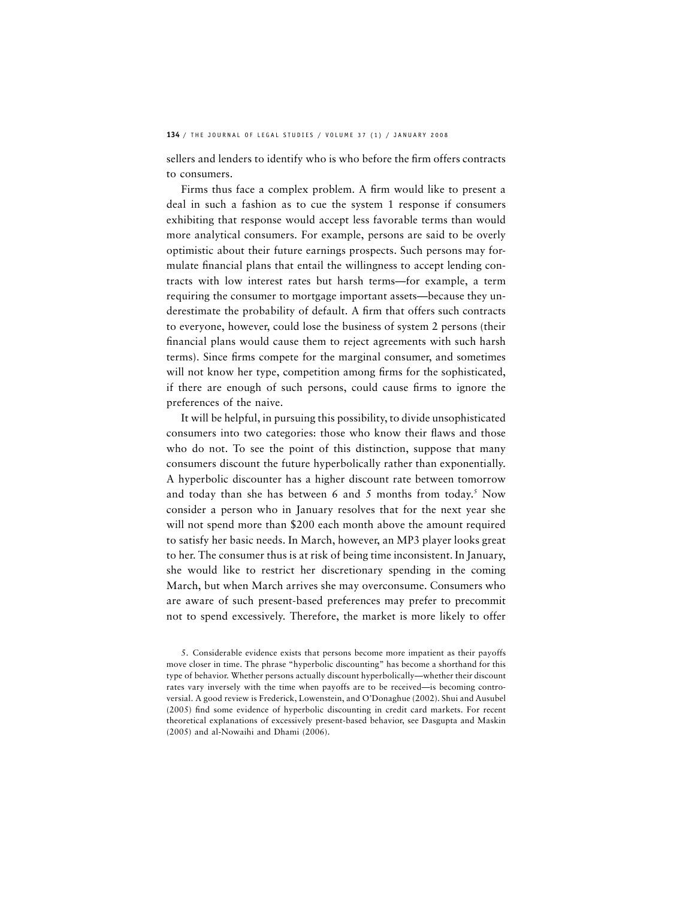sellers and lenders to identify who is who before the firm offers contracts to consumers.

Firms thus face a complex problem. A firm would like to present a deal in such a fashion as to cue the system 1 response if consumers exhibiting that response would accept less favorable terms than would more analytical consumers. For example, persons are said to be overly optimistic about their future earnings prospects. Such persons may formulate financial plans that entail the willingness to accept lending contracts with low interest rates but harsh terms—for example, a term requiring the consumer to mortgage important assets—because they underestimate the probability of default. A firm that offers such contracts to everyone, however, could lose the business of system 2 persons (their financial plans would cause them to reject agreements with such harsh terms). Since firms compete for the marginal consumer, and sometimes will not know her type, competition among firms for the sophisticated, if there are enough of such persons, could cause firms to ignore the preferences of the naive.

It will be helpful, in pursuing this possibility, to divide unsophisticated consumers into two categories: those who know their flaws and those who do not. To see the point of this distinction, suppose that many consumers discount the future hyperbolically rather than exponentially. A hyperbolic discounter has a higher discount rate between tomorrow and today than she has between 6 and 5 months from today.[5] Now consider a person who in January resolves that for the next year she will not spend more than $200 each month above the amount required to satisfy her basic needs. In March, however, an MP3 player looks great to her. The consumer thus is at risk of being time inconsistent. In January, she would like to restrict her discretionary spending in the coming March, but when March arrives she may overconsume. Consumers who are aware of such present-based preferences may prefer to precommit not to spend excessively. Therefore, the market is more likely to offer

5. Considerable evidence exists that persons become more impatient as their payoffs move closer in time. The phrase "hyperbolic discounting" has become a shorthand for this type of behavior. Whether persons actually discount hyperbolically—whether their discount rates vary inversely with the time when payoffs are to be received—is becoming controversial. A good review is Frederick, Lowenstein, and O'Donaghue (2002). Shui and Ausubel (2005) find some evidence of hyperbolic discounting in credit card markets. For recent theoretical explanations of excessively present-based behavior, see Dasgupta and Maskin (2005) and al-Nowaihi and Dhami (2006).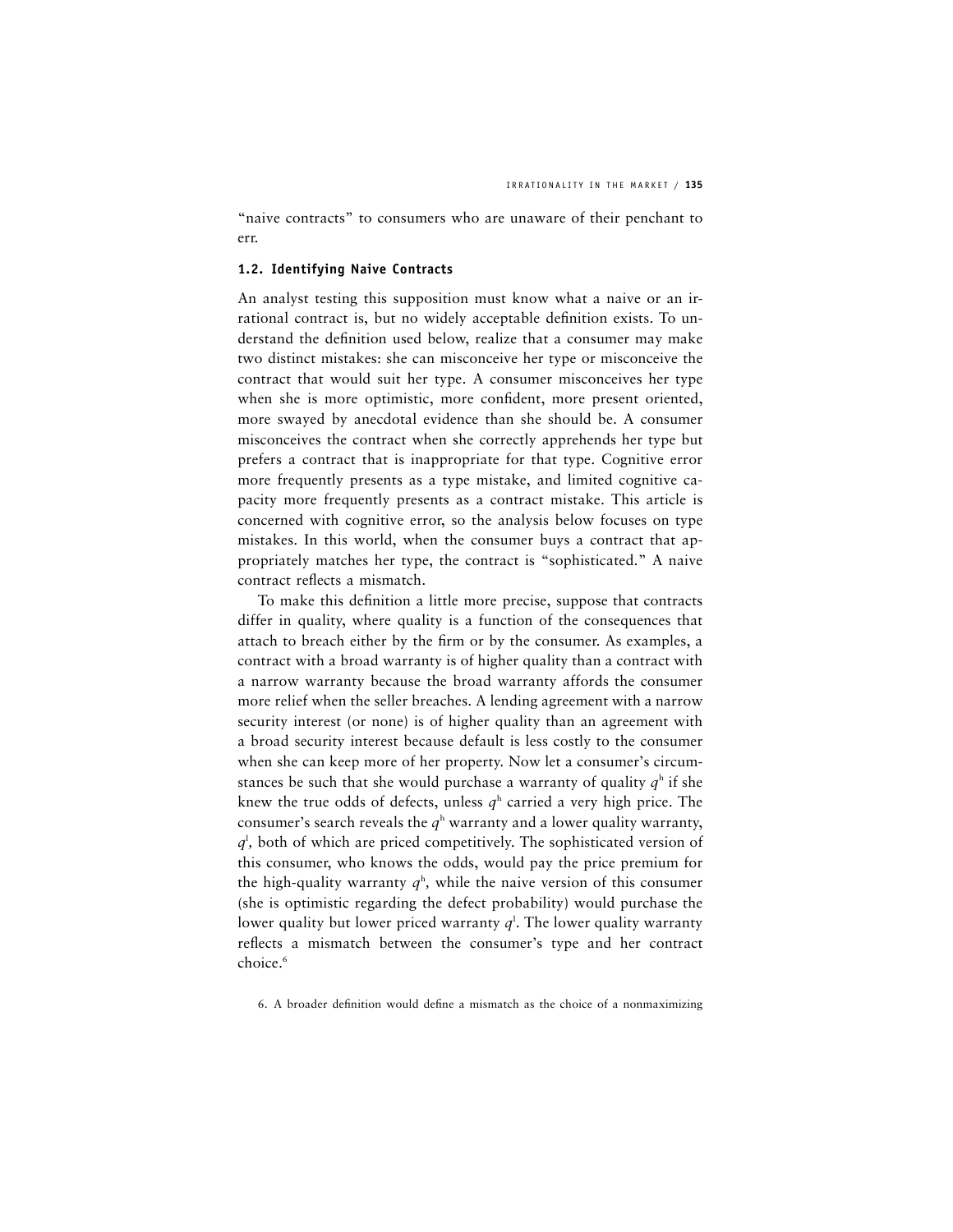"naive contracts" to consumers who are unaware of their penchant to err.

### 1.2. Identifying Naive Contracts

An analyst testing this supposition must know what a naive or an irrational contract is, but no widely acceptable definition exists. To understand the definition used below, realize that a consumer may make two distinct mistakes: she can misconceive her type or misconceive the contract that would suit her type. A consumer misconceives her type when she is more optimistic, more confident, more present oriented, more swayed by anecdotal evidence than she should be. A consumer misconceives the contract when she correctly apprehends her type but prefers a contract that is inappropriate for that type. Cognitive error more frequently presents as a type mistake, and limited cognitive capacity more frequently presents as a contract mistake. This article is concerned with cognitive error, so the analysis below focuses on type mistakes. In this world, when the consumer buys a contract that appropriately matches her type, the contract is "sophisticated." A naive contract reflects a mismatch.

To make this definition a little more precise, suppose that contracts differ in quality, where quality is a function of the consequences that attach to breach either by the firm or by the consumer. As examples, a contract with a broad warranty is of higher quality than a contract with a narrow warranty because the broad warranty affords the consumer more relief when the seller breaches. A lending agreement with a narrow security interest (or none) is of higher quality than an agreement with a broad security interest because default is less costly to the consumer when she can keep more of her property. Now let a consumer's circumstances be such that she would purchase a warranty of quality $q^h$ if she knew the true odds of defects, unless $q^h$ carried a very high price. The consumer's search reveals the $q^h$ warranty and a lower quality warranty, $q^l$, both of which are priced competitively. The sophisticated version of this consumer, who knows the odds, would pay the price premium for the high-quality warranty $q^h$, while the naive version of this consumer (she is optimistic regarding the defect probability) would purchase the lower quality but lower priced warranty $q^l$. The lower quality warranty reflects a mismatch between the consumer's type and her contract choice.[6]

6. A broader definition would define a mismatch as the choice of a nonmaximizing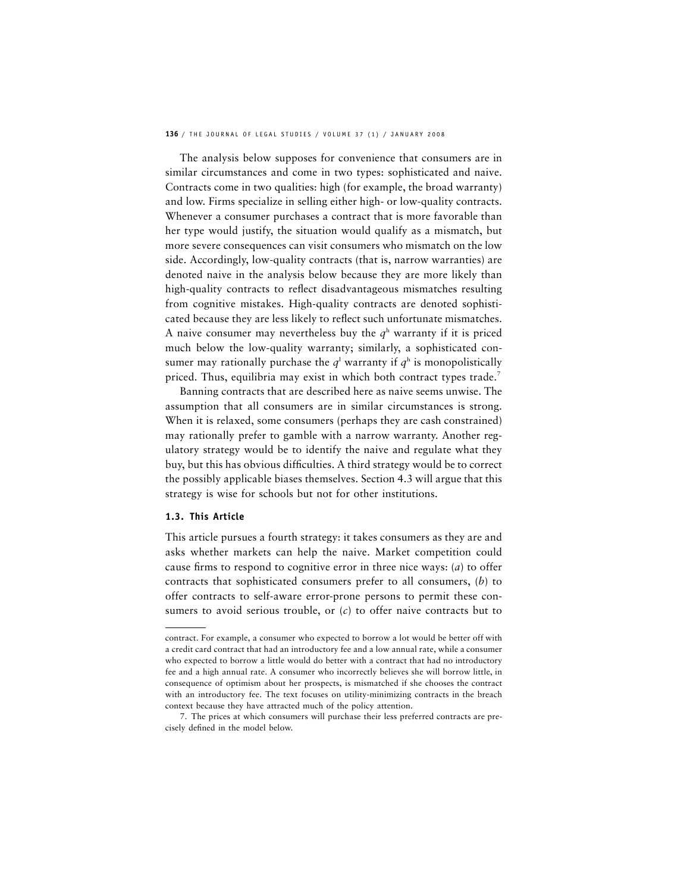The analysis below supposes for convenience that consumers are in similar circumstances and come in two types: sophisticated and naive. Contracts come in two qualities: high (for example, the broad warranty) and low. Firms specialize in selling either high- or low-quality contracts. Whenever a consumer purchases a contract that is more favorable than her type would justify, the situation would qualify as a mismatch, but more severe consequences can visit consumers who mismatch on the low side. Accordingly, low-quality contracts (that is, narrow warranties) are denoted naive in the analysis below because they are more likely than high-quality contracts to reflect disadvantageous mismatches resulting from cognitive mistakes. High-quality contracts are denoted sophisticated because they are less likely to reflect such unfortunate mismatches. A naive consumer may nevertheless buy the $q^h$ warranty if it is priced much below the low-quality warranty; similarly, a sophisticated consumer may rationally purchase the $q^l$ warranty if $q^h$ is monopolistically priced. Thus, equilibria may exist in which both contract types trade.[7]

Banning contracts that are described here as naive seems unwise. The assumption that all consumers are in similar circumstances is strong. When it is relaxed, some consumers (perhaps they are cash constrained) may rationally prefer to gamble with a narrow warranty. Another regulatory strategy would be to identify the naive and regulate what they buy, but this has obvious difficulties. A third strategy would be to correct the possibly applicable biases themselves. Section 4.3 will argue that this strategy is wise for schools but not for other institutions.

### 1.3. This Article

This article pursues a fourth strategy: it takes consumers as they are and asks whether markets can help the naive. Market competition could cause firms to respond to cognitive error in three nice ways: (*a*) to offer contracts that sophisticated consumers prefer to all consumers, (*b*) to offer contracts to self-aware error-prone persons to permit these consumers to avoid serious trouble, or (*c*) to offer naive contracts but to

---

contract. For example, a consumer who expected to borrow a lot would be better off with a credit card contract that had an introductory fee and a low annual rate, while a consumer who expected to borrow a little would do better with a contract that had no introductory fee and a high annual rate. A consumer who incorrectly believes she will borrow little, in consequence of optimism about her prospects, is mismatched if she chooses the contract with an introductory fee. The text focuses on utility-minimizing contracts in the breach context because they have attracted much of the policy attention.

7. The prices at which consumers will purchase their less preferred contracts are precisely defined in the model below.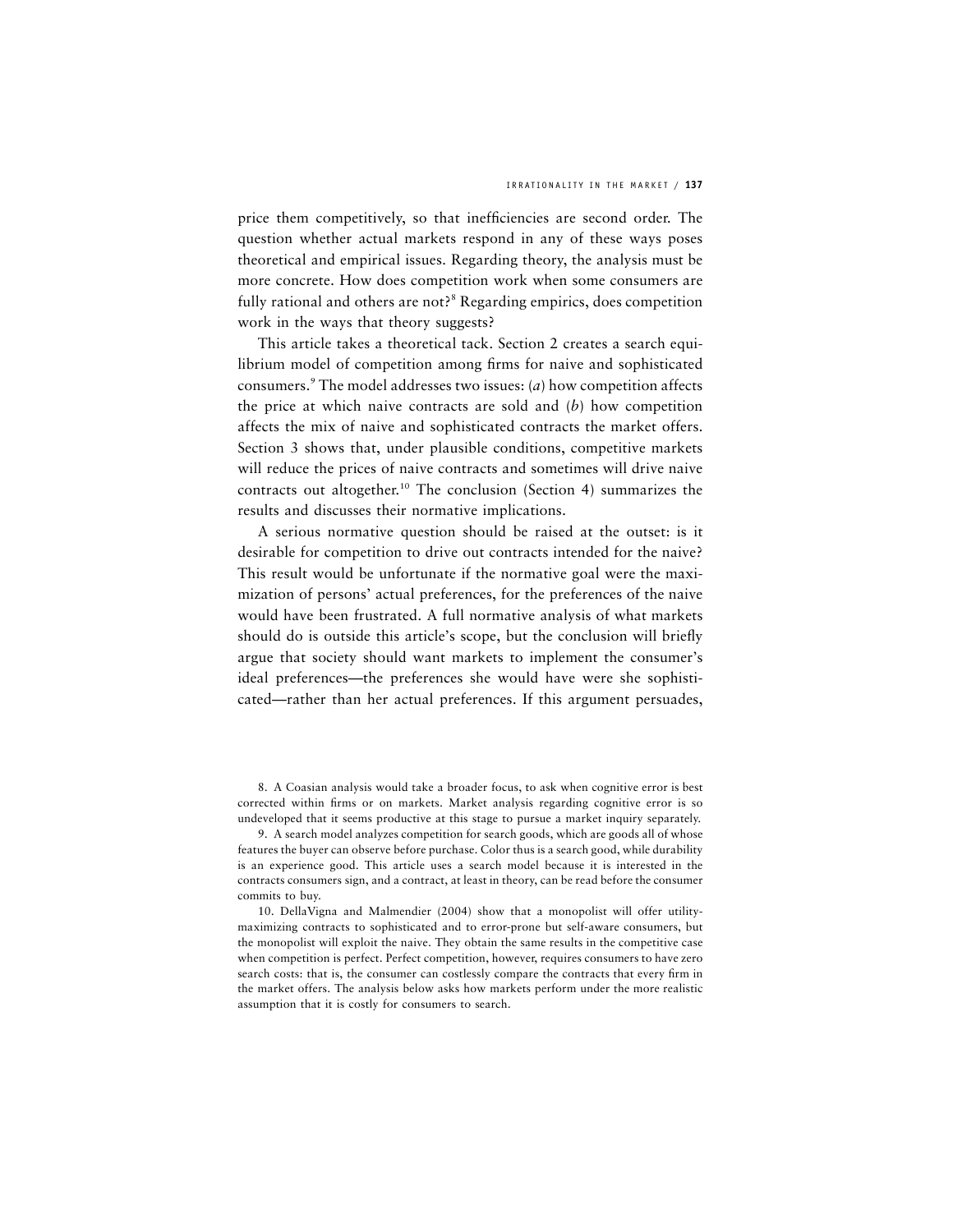price them competitively, so that inefficiencies are second order. The question whether actual markets respond in any of these ways poses theoretical and empirical issues. Regarding theory, the analysis must be more concrete. How does competition work when some consumers are fully rational and others are not?[8] Regarding empirics, does competition work in the ways that theory suggests?

This article takes a theoretical tack. Section 2 creates a search equilibrium model of competition among firms for naive and sophisticated consumers.[9] The model addresses two issues: (*a*) how competition affects the price at which naive contracts are sold and (*b*) how competition affects the mix of naive and sophisticated contracts the market offers. Section 3 shows that, under plausible conditions, competitive markets will reduce the prices of naive contracts and sometimes will drive naive contracts out altogether.[10] The conclusion (Section 4) summarizes the results and discusses their normative implications.

A serious normative question should be raised at the outset: is it desirable for competition to drive out contracts intended for the naive? This result would be unfortunate if the normative goal were the maximization of persons' actual preferences, for the preferences of the naive would have been frustrated. A full normative analysis of what markets should do is outside this article's scope, but the conclusion will briefly argue that society should want markets to implement the consumer's ideal preferences—the preferences she would have were she sophisticated—rather than her actual preferences. If this argument persuades,

8. A Coasian analysis would take a broader focus, to ask when cognitive error is best corrected within firms or on markets. Market analysis regarding cognitive error is so undeveloped that it seems productive at this stage to pursue a market inquiry separately.

9. A search model analyzes competition for search goods, which are goods all of whose features the buyer can observe before purchase. Color thus is a search good, while durability is an experience good. This article uses a search model because it is interested in the contracts consumers sign, and a contract, at least in theory, can be read before the consumer commits to buy.

10. DellaVigna and Malmendier (2004) show that a monopolist will offer utility-maximizing contracts to sophisticated and to error-prone but self-aware consumers, but the monopolist will exploit the naive. They obtain the same results in the competitive case when competition is perfect. Perfect competition, however, requires consumers to have zero search costs: that is, the consumer can costlessly compare the contracts that every firm in the market offers. The analysis below asks how markets perform under the more realistic assumption that it is costly for consumers to search.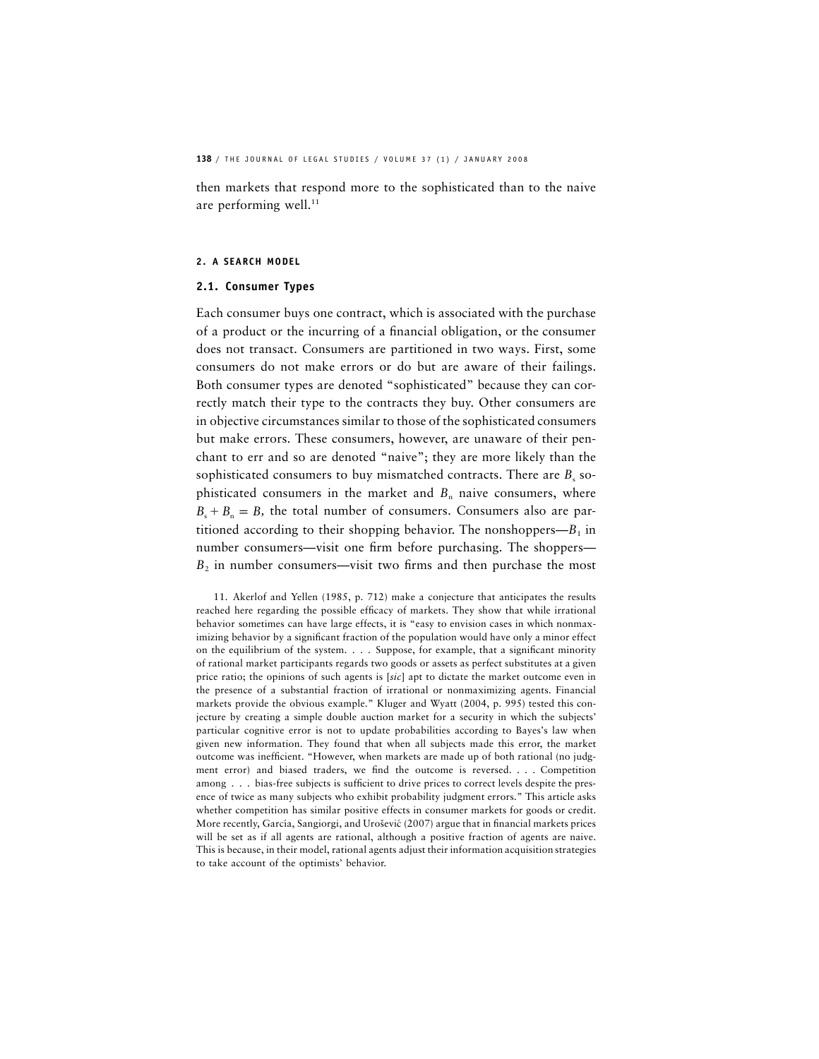then markets that respond more to the sophisticated than to the naive are performing well.[11]

## 2. A SEARCH MODEL

### 2.1. Consumer Types

Each consumer buys one contract, which is associated with the purchase of a product or the incurring of a financial obligation, or the consumer does not transact. Consumers are partitioned in two ways. First, some consumers do not make errors or do but are aware of their failings. Both consumer types are denoted "sophisticated" because they can correctly match their type to the contracts they buy. Other consumers are in objective circumstances similar to those of the sophisticated consumers but make errors. These consumers, however, are unaware of their penchant to err and so are denoted "naive"; they are more likely than the sophisticated consumers to buy mismatched contracts. There are $B_s$ sophisticated consumers in the market and $B_n$ naive consumers, where $B_s + B_n = B$, the total number of consumers. Consumers also are partitioned according to their shopping behavior. The nonshoppers—$B_1$ in number consumers—visit one firm before purchasing. The shoppers—$B_2$ in number consumers—visit two firms and then purchase the most

11. Akerlof and Yellen (1985, p. 712) make a conjecture that anticipates the results reached here regarding the possible efficacy of markets. They show that while irrational behavior sometimes can have large effects, it is "easy to envision cases in which nonmaximizing behavior by a significant fraction of the population would have only a minor effect on the equilibrium of the system. . . . Suppose, for example, that a significant minority of rational market participants regards two goods or assets as perfect substitutes at a given price ratio; the opinions of such agents is [*sic*] apt to dictate the market outcome even in the presence of a substantial fraction of irrational or nonmaximizing agents. Financial markets provide the obvious example." Kluger and Wyatt (2004, p. 995) tested this conjecture by creating a simple double auction market for a security in which the subjects' particular cognitive error is not to update probabilities according to Bayes's law when given new information. They found that when all subjects made this error, the market outcome was inefficient. "However, when markets are made up of both rational (no judgment error) and biased traders, we find the outcome is reversed. . . . Competition among . . . bias-free subjects is sufficient to drive prices to correct levels despite the presence of twice as many subjects who exhibit probability judgment errors." This article asks whether competition has similar positive effects in consumer markets for goods or credit. More recently, García, Sangiorgi, and Urošević (2007) argue that in financial markets prices will be set as if all agents are rational, although a positive fraction of agents are naive. This is because, in their model, rational agents adjust their information acquisition strategies to take account of the optimists' behavior.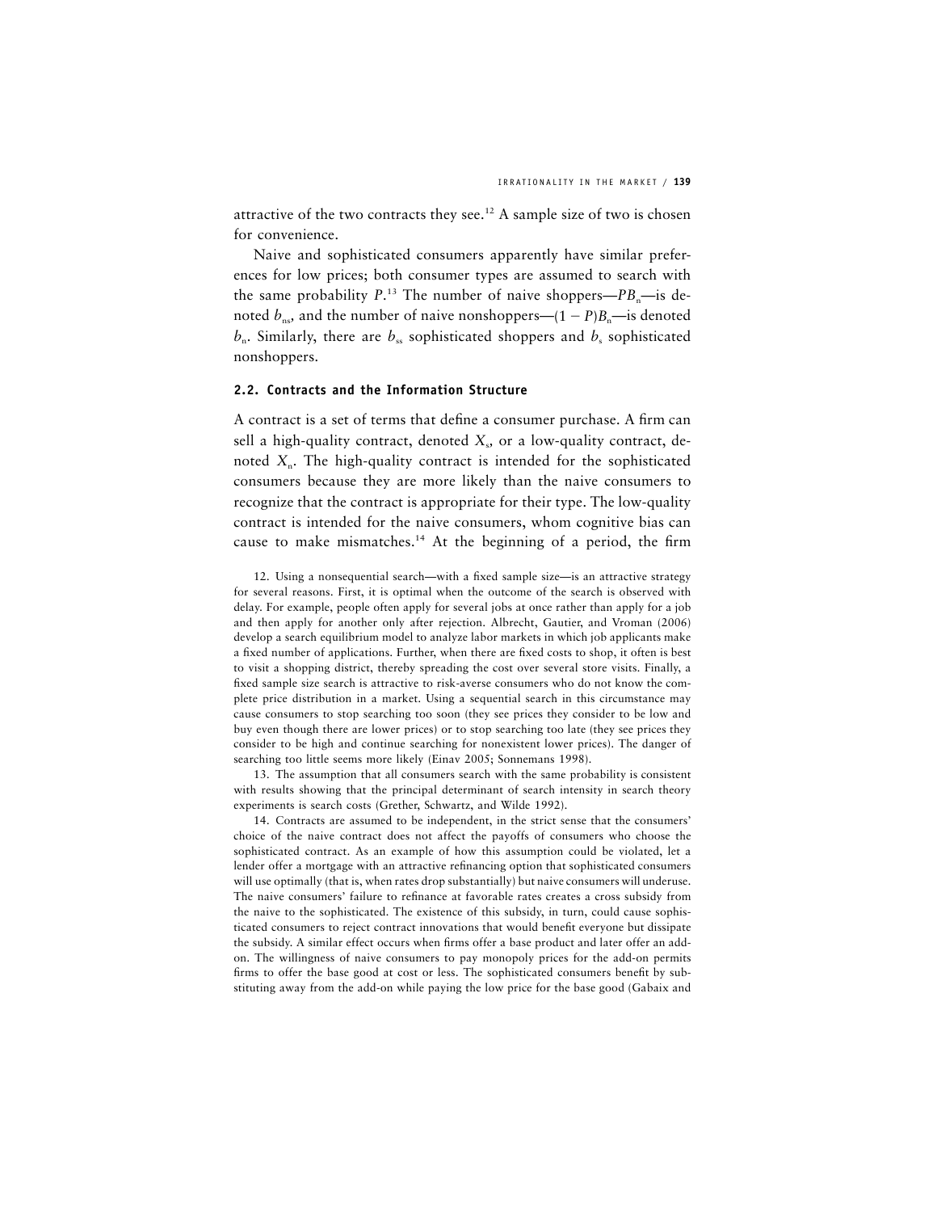attractive of the two contracts they see.[12] A sample size of two is chosen for convenience.

Naive and sophisticated consumers apparently have similar preferences for low prices; both consumer types are assumed to search with the same probability $P$.[13] The number of naive shoppers—$PB_n$—is denoted $b_{ns}$, and the number of naive nonshoppers—$(1 - P)B_n$—is denoted $b_n$. Similarly, there are $b_{ss}$ sophisticated shoppers and $b_s$ sophisticated nonshoppers.

### 2.2. Contracts and the Information Structure

A contract is a set of terms that define a consumer purchase. A firm can sell a high-quality contract, denoted $X_s$, or a low-quality contract, denoted $X_n$. The high-quality contract is intended for the sophisticated consumers because they are more likely than the naive consumers to recognize that the contract is appropriate for their type. The low-quality contract is intended for the naive consumers, whom cognitive bias can cause to make mismatches.[14] At the beginning of a period, the firm

12. Using a nonsequential search—with a fixed sample size—is an attractive strategy for several reasons. First, it is optimal when the outcome of the search is observed with delay. For example, people often apply for several jobs at once rather than apply for a job and then apply for another only after rejection. Albrecht, Gautier, and Vroman (2006) develop a search equilibrium model to analyze labor markets in which job applicants make a fixed number of applications. Further, when there are fixed costs to shop, it often is best to visit a shopping district, thereby spreading the cost over several store visits. Finally, a fixed sample size search is attractive to risk-averse consumers who do not know the complete price distribution in a market. Using a sequential search in this circumstance may cause consumers to stop searching too soon (they see prices they consider to be low and buy even though there are lower prices) or to stop searching too late (they see prices they consider to be high and continue searching for nonexistent lower prices). The danger of searching too little seems more likely (Einav 2005; Sonnemans 1998).

13. The assumption that all consumers search with the same probability is consistent with results showing that the principal determinant of search intensity in search theory experiments is search costs (Grether, Schwartz, and Wilde 1992).

14. Contracts are assumed to be independent, in the strict sense that the consumers' choice of the naive contract does not affect the payoffs of consumers who choose the sophisticated contract. As an example of how this assumption could be violated, let a lender offer a mortgage with an attractive refinancing option that sophisticated consumers will use optimally (that is, when rates drop substantially) but naive consumers will underuse. The naive consumers' failure to refinance at favorable rates creates a cross subsidy from the naive to the sophisticated. The existence of this subsidy, in turn, could cause sophisticated consumers to reject contract innovations that would benefit everyone but dissipate the subsidy. A similar effect occurs when firms offer a base product and later offer an add-on. The willingness of naive consumers to pay monopoly prices for the add-on permits firms to offer the base good at cost or less. The sophisticated consumers benefit by substituting away from the add-on while paying the low price for the base good (Gabaix and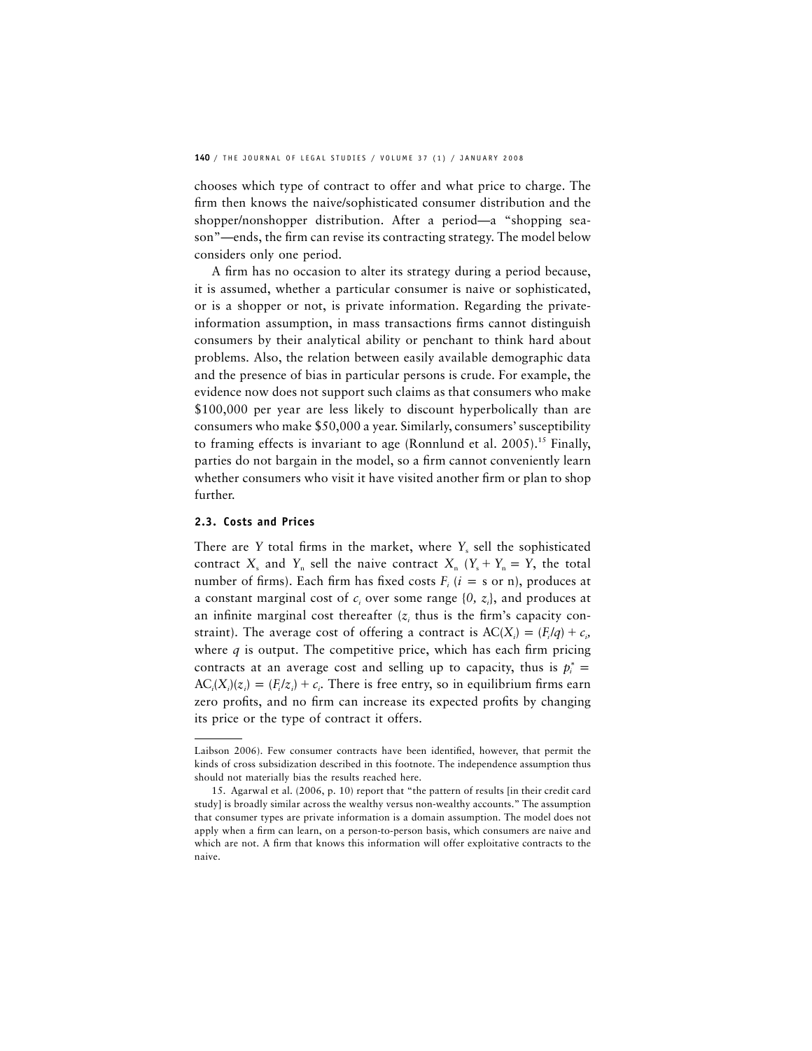chooses which type of contract to offer and what price to charge. The firm then knows the naive/sophisticated consumer distribution and the shopper/nonshopper distribution. After a period—a "shopping season"—ends, the firm can revise its contracting strategy. The model below considers only one period.

A firm has no occasion to alter its strategy during a period because, it is assumed, whether a particular consumer is naive or sophisticated, or is a shopper or not, is private information. Regarding the private-information assumption, in mass transactions firms cannot distinguish consumers by their analytical ability or penchant to think hard about problems. Also, the relation between easily available demographic data and the presence of bias in particular persons is crude. For example, the evidence now does not support such claims as that consumers who make \$100,000 per year are less likely to discount hyperbolically than are consumers who make \$50,000 a year. Similarly, consumers' susceptibility to framing effects is invariant to age (Ronnlund et al. 2005).[15] Finally, parties do not bargain in the model, so a firm cannot conveniently learn whether consumers who visit it have visited another firm or plan to shop further.

### 2.3. Costs and Prices

There are $Y$ total firms in the market, where $Y_s$ sell the sophisticated contract $X_s$ and $Y_n$ sell the naive contract $X_n$ ($Y_s + Y_n = Y$, the total number of firms). Each firm has fixed costs $F_i$ ($i$ = s or n), produces at a constant marginal cost of $c_i$ over some range $\{0, z_i\}$, and produces at an infinite marginal cost thereafter ($z_i$ thus is the firm's capacity constraint). The average cost of offering a contract is $\mathrm{AC}(X_i) = (F_i/q) + c_i$, where $q$ is output. The competitive price, which has each firm pricing contracts at an average cost and selling up to capacity, thus is $p_i^* = \mathrm{AC}_i(X_i)(z_i) = (F_i/z_i) + c_i$. There is free entry, so in equilibrium firms earn zero profits, and no firm can increase its expected profits by changing its price or the type of contract it offers.

---

Laibson 2006). Few consumer contracts have been identified, however, that permit the kinds of cross subsidization described in this footnote. The independence assumption thus should not materially bias the results reached here.

15. Agarwal et al. (2006, p. 10) report that "the pattern of results [in their credit card study] is broadly similar across the wealthy versus non-wealthy accounts." The assumption that consumer types are private information is a domain assumption. The model does not apply when a firm can learn, on a person-to-person basis, which consumers are naive and which are not. A firm that knows this information will offer exploitative contracts to the naive.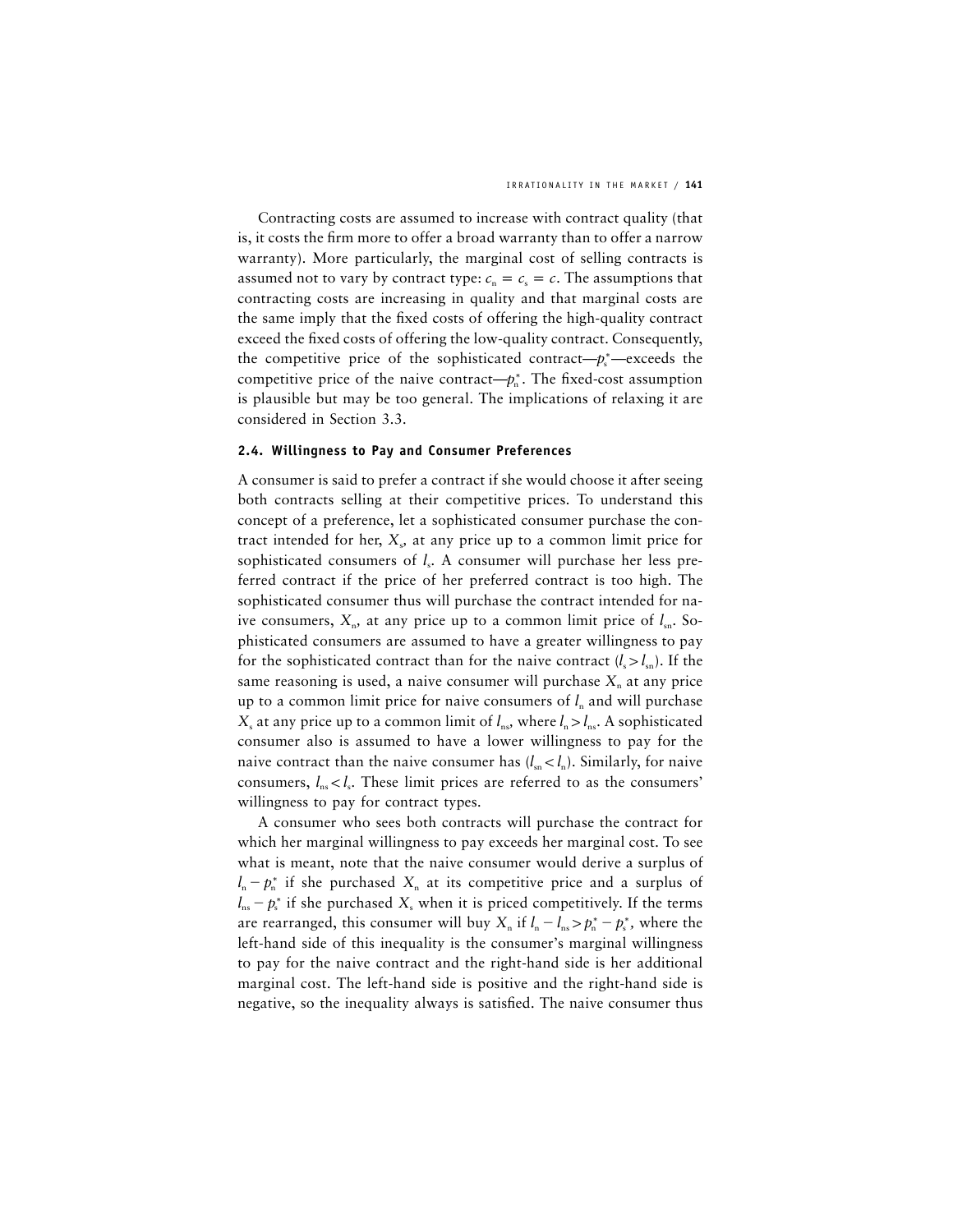Contracting costs are assumed to increase with contract quality (that is, it costs the firm more to offer a broad warranty than to offer a narrow warranty). More particularly, the marginal cost of selling contracts is assumed not to vary by contract type: $c_n = c_s = c$. The assumptions that contracting costs are increasing in quality and that marginal costs are the same imply that the fixed costs of offering the high-quality contract exceed the fixed costs of offering the low-quality contract. Consequently, the competitive price of the sophisticated contract—$p_s^*$—exceeds the competitive price of the naive contract—$p_n^*$. The fixed-cost assumption is plausible but may be too general. The implications of relaxing it are considered in Section 3.3.

### 2.4. Willingness to Pay and Consumer Preferences

A consumer is said to prefer a contract if she would choose it after seeing both contracts selling at their competitive prices. To understand this concept of a preference, let a sophisticated consumer purchase the contract intended for her, $X_s$, at any price up to a common limit price for sophisticated consumers of $l_s$. A consumer will purchase her less preferred contract if the price of her preferred contract is too high. The sophisticated consumer thus will purchase the contract intended for naive consumers, $X_n$, at any price up to a common limit price of $l_{sn}$. Sophisticated consumers are assumed to have a greater willingness to pay for the sophisticated contract than for the naive contract ($l_s > l_{sn}$). If the same reasoning is used, a naive consumer will purchase $X_n$ at any price up to a common limit price for naive consumers of $l_n$ and will purchase $X_s$ at any price up to a common limit of $l_{ns}$, where $l_n > l_{ns}$. A sophisticated consumer also is assumed to have a lower willingness to pay for the naive contract than the naive consumer has ($l_{sn} < l_n$). Similarly, for naive consumers, $l_{ns} < l_s$. These limit prices are referred to as the consumers' willingness to pay for contract types.

A consumer who sees both contracts will purchase the contract for which her marginal willingness to pay exceeds her marginal cost. To see what is meant, note that the naive consumer would derive a surplus of $l_n - p_n^*$ if she purchased $X_n$ at its competitive price and a surplus of $l_{ns} - p_s^*$ if she purchased $X_s$ when it is priced competitively. If the terms are rearranged, this consumer will buy $X_n$ if $l_n - l_{ns} > p_n^* - p_s^*$, where the left-hand side of this inequality is the consumer's marginal willingness to pay for the naive contract and the right-hand side is her additional marginal cost. The left-hand side is positive and the right-hand side is negative, so the inequality always is satisfied. The naive consumer thus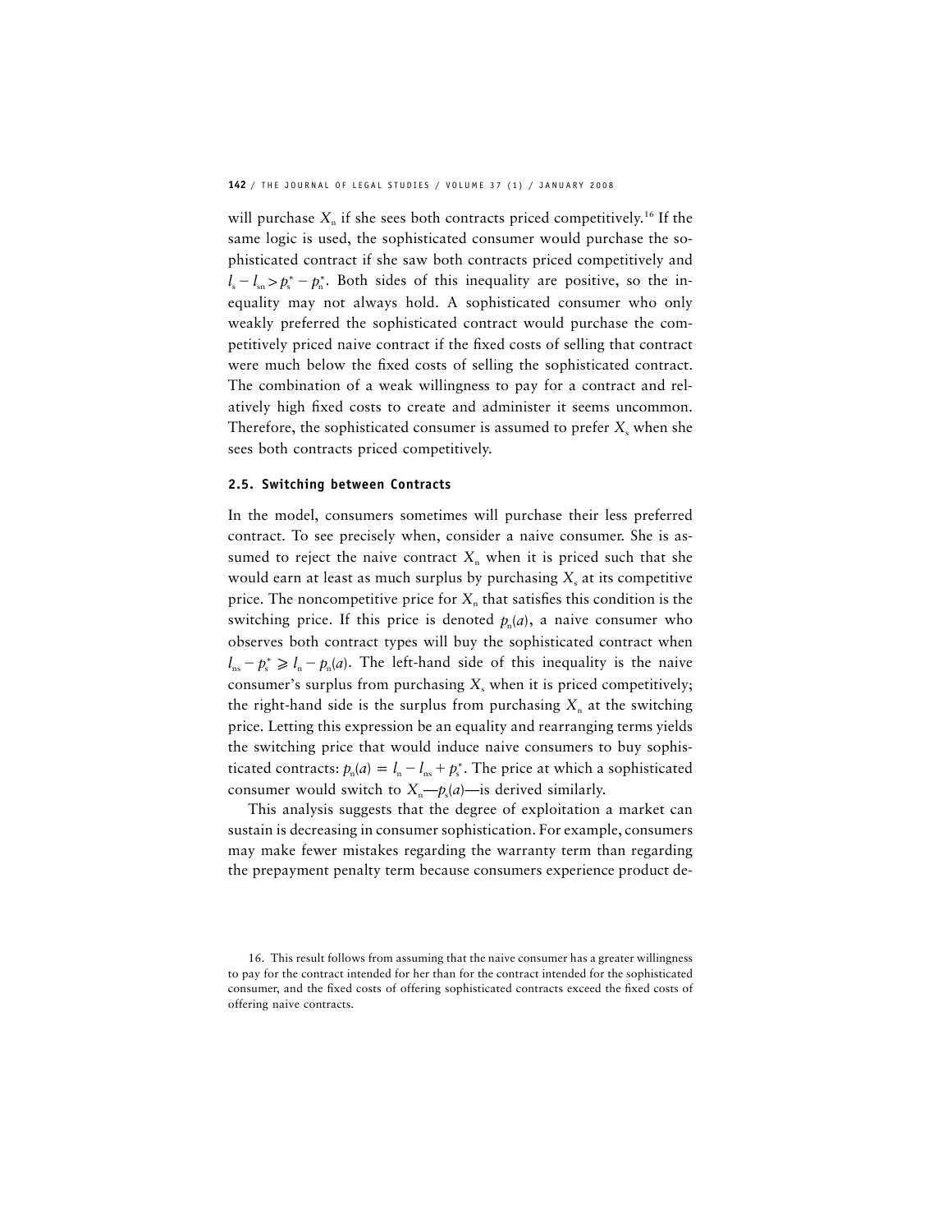will purchase $X_n$ if she sees both contracts priced competitively.[16] If the same logic is used, the sophisticated consumer would purchase the sophisticated contract if she saw both contracts priced competitively and $l_s - l_{sn} > p_s^* - p_n^*$. Both sides of this inequality are positive, so the inequality may not always hold. A sophisticated consumer who only weakly preferred the sophisticated contract would purchase the competitively priced naive contract if the fixed costs of selling that contract were much below the fixed costs of selling the sophisticated contract. The combination of a weak willingness to pay for a contract and relatively high fixed costs to create and administer it seems uncommon. Therefore, the sophisticated consumer is assumed to prefer $X_s$ when she sees both contracts priced competitively.

### 2.5. Switching between Contracts

In the model, consumers sometimes will purchase their less preferred contract. To see precisely when, consider a naive consumer. She is assumed to reject the naive contract $X_n$ when it is priced such that she would earn at least as much surplus by purchasing $X_s$ at its competitive price. The noncompetitive price for $X_n$ that satisfies this condition is the switching price. If this price is denoted $p_n(a)$, a naive consumer who observes both contract types will buy the sophisticated contract when $l_{ns} - p_s^* \geqslant l_n - p_n(a)$. The left-hand side of this inequality is the naive consumer's surplus from purchasing $X_s$ when it is priced competitively; the right-hand side is the surplus from purchasing $X_n$ at the switching price. Letting this expression be an equality and rearranging terms yields the switching price that would induce naive consumers to buy sophisticated contracts: $p_n(a) = l_n - l_{ns} + p_s^*$. The price at which a sophisticated consumer would switch to $X_n$—$p_s(a)$—is derived similarly.

This analysis suggests that the degree of exploitation a market can sustain is decreasing in consumer sophistication. For example, consumers may make fewer mistakes regarding the warranty term than regarding the prepayment penalty term because consumers experience product de-

16. This result follows from assuming that the naive consumer has a greater willingness to pay for the contract intended for her than for the contract intended for the sophisticated consumer, and the fixed costs of offering sophisticated contracts exceed the fixed costs of offering naive contracts.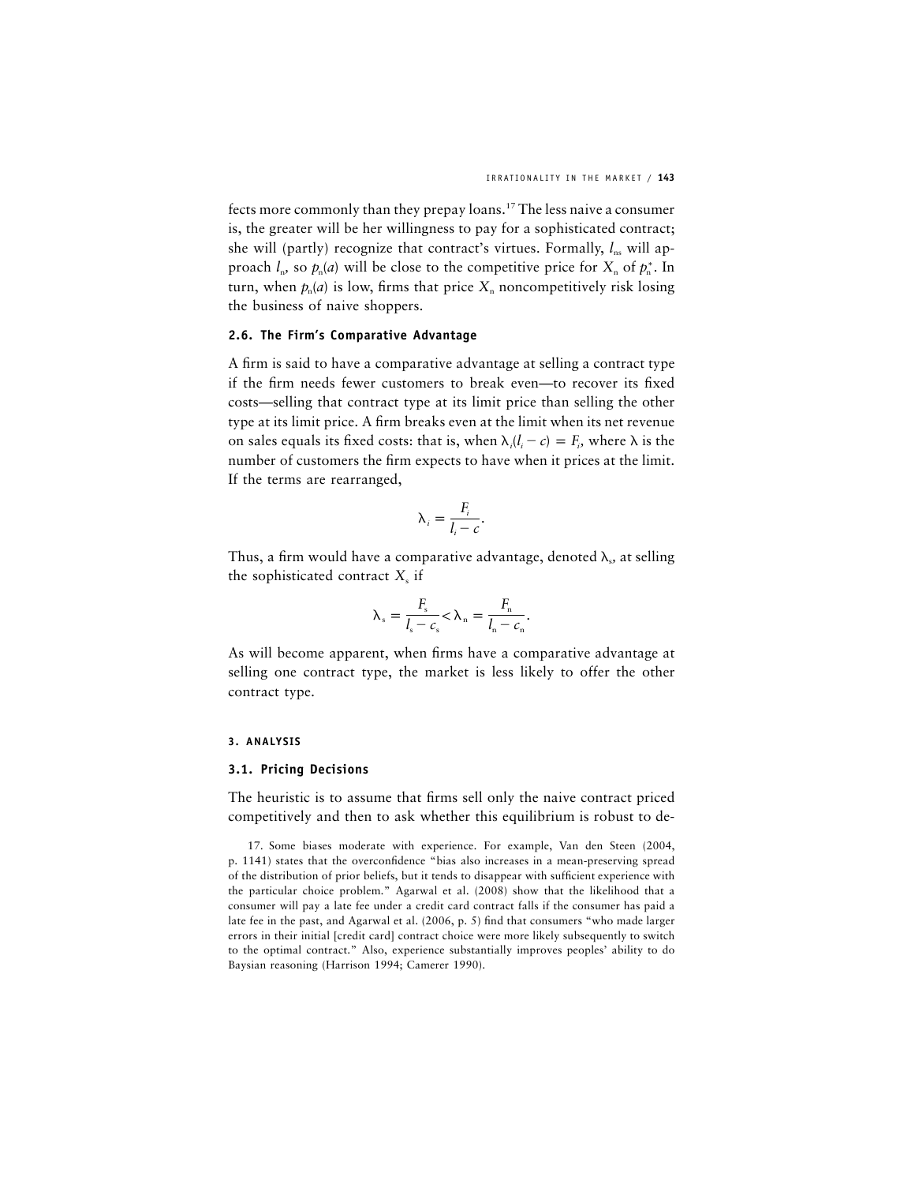fects more commonly than they prepay loans.[17] The less naive a consumer is, the greater will be her willingness to pay for a sophisticated contract; she will (partly) recognize that contract's virtues. Formally, $l_{ns}$ will approach $l_n$, so $p_n(a)$ will be close to the competitive price for $X_n$ of $p_n^*$. In turn, when $p_n(a)$ is low, firms that price $X_n$ noncompetitively risk losing the business of naive shoppers.

### 2.6. The Firm's Comparative Advantage

A firm is said to have a comparative advantage at selling a contract type if the firm needs fewer customers to break even—to recover its fixed costs—selling that contract type at its limit price than selling the other type at its limit price. A firm breaks even at the limit when its net revenue on sales equals its fixed costs: that is, when $\lambda_i(l_i - c) = F_i$, where $\lambda$ is the number of customers the firm expects to have when it prices at the limit. If the terms are rearranged,

$$\lambda_i = \frac{F_i}{l_i - c}.$$

Thus, a firm would have a comparative advantage, denoted $\lambda_s$, at selling the sophisticated contract $X_s$ if

$$\lambda_s = \frac{F_s}{l_s - c_s} < \lambda_n = \frac{F_n}{l_n - c_n}.$$

As will become apparent, when firms have a comparative advantage at selling one contract type, the market is less likely to offer the other contract type.

## 3. ANALYSIS

### 3.1. Pricing Decisions

The heuristic is to assume that firms sell only the naive contract priced competitively and then to ask whether this equilibrium is robust to de-

17. Some biases moderate with experience. For example, Van den Steen (2004, p. 1141) states that the overconfidence "bias also increases in a mean-preserving spread of the distribution of prior beliefs, but it tends to disappear with sufficient experience with the particular choice problem." Agarwal et al. (2008) show that the likelihood that a consumer will pay a late fee under a credit card contract falls if the consumer has paid a late fee in the past, and Agarwal et al. (2006, p. 5) find that consumers "who made larger errors in their initial [credit card] contract choice were more likely subsequently to switch to the optimal contract." Also, experience substantially improves peoples' ability to do Baysian reasoning (Harrison 1994; Camerer 1990).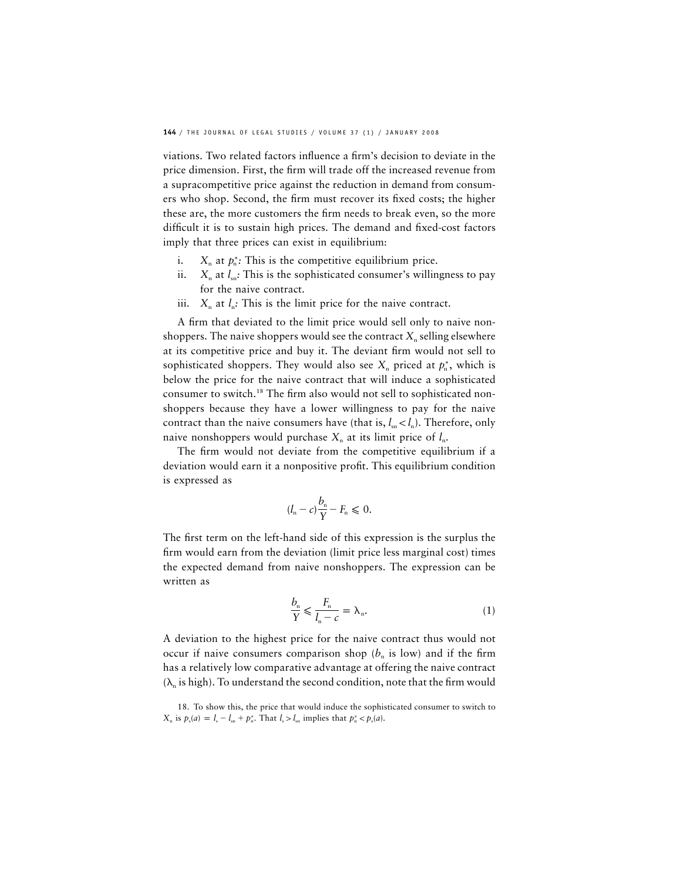viations. Two related factors influence a firm's decision to deviate in the price dimension. First, the firm will trade off the increased revenue from a supracompetitive price against the reduction in demand from consumers who shop. Second, the firm must recover its fixed costs; the higher these are, the more customers the firm needs to break even, so the more difficult it is to sustain high prices. The demand and fixed-cost factors imply that three prices can exist in equilibrium:

i. $X_n$ at $p_n^*$: This is the competitive equilibrium price.
ii. $X_n$ at $l_{sn}$: This is the sophisticated consumer's willingness to pay for the naive contract.
iii. $X_n$ at $l_n$: This is the limit price for the naive contract.

A firm that deviated to the limit price would sell only to naive nonshoppers. The naive shoppers would see the contract $X_n$ selling elsewhere at its competitive price and buy it. The deviant firm would not sell to sophisticated shoppers. They would also see $X_n$ priced at $p_n^*$, which is below the price for the naive contract that will induce a sophisticated consumer to switch.[18] The firm also would not sell to sophisticated nonshoppers because they have a lower willingness to pay for the naive contract than the naive consumers have (that is, $l_{sn} < l_n$). Therefore, only naive nonshoppers would purchase $X_n$ at its limit price of $l_n$.

The firm would not deviate from the competitive equilibrium if a deviation would earn it a nonpositive profit. This equilibrium condition is expressed as

$$(l_n - c)\frac{b_n}{Y} - F_n \leqslant 0.$$

The first term on the left-hand side of this expression is the surplus the firm would earn from the deviation (limit price less marginal cost) times the expected demand from naive nonshoppers. The expression can be written as

$$\frac{b_n}{Y} \leqslant \frac{F_n}{l_n - c} = \lambda_n. \quad (1)$$

A deviation to the highest price for the naive contract thus would not occur if naive consumers comparison shop ($b_n$ is low) and if the firm has a relatively low comparative advantage at offering the naive contract ($\lambda_n$ is high). To understand the second condition, note that the firm would

18. To show this, the price that would induce the sophisticated consumer to switch to $X_n$ is $p_s(a) = l_s - l_{sn} + p_n^*$. That $l_s > l_{sn}$ implies that $p_n^* < p_s(a)$.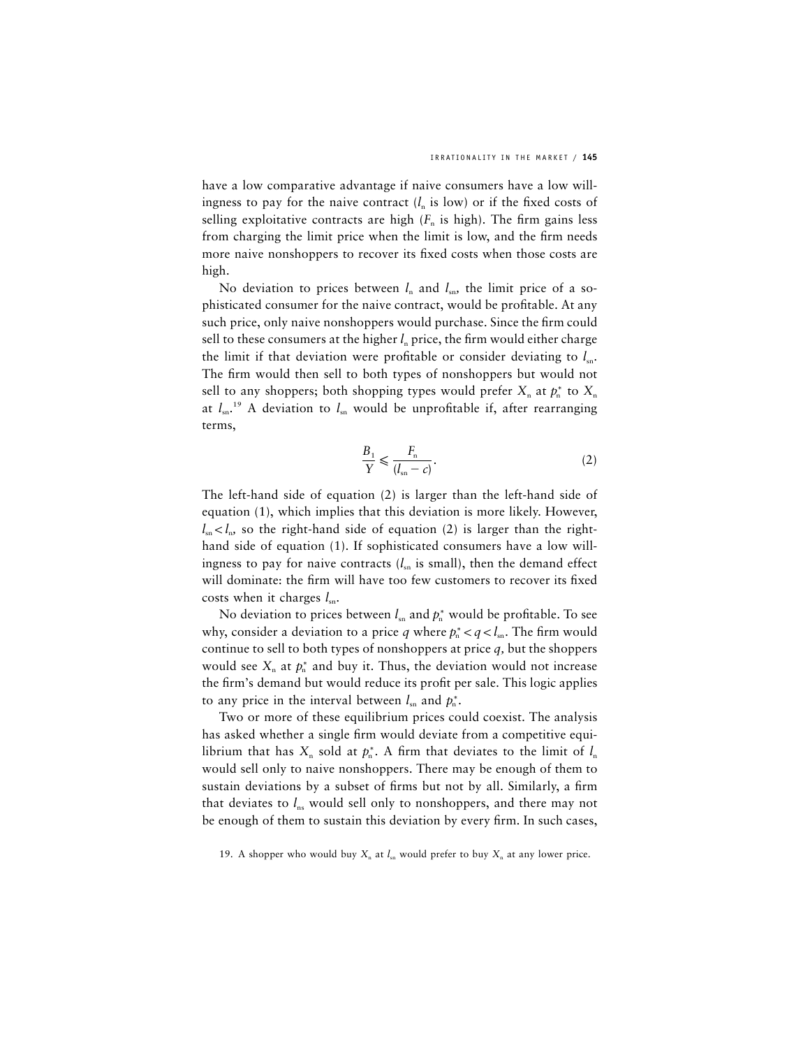have a low comparative advantage if naive consumers have a low willingness to pay for the naive contract ($l_n$ is low) or if the fixed costs of selling exploitative contracts are high ($F_n$ is high). The firm gains less from charging the limit price when the limit is low, and the firm needs more naive nonshoppers to recover its fixed costs when those costs are high.

No deviation to prices between $l_n$ and $l_{sn}$, the limit price of a sophisticated consumer for the naive contract, would be profitable. At any such price, only naive nonshoppers would purchase. Since the firm could sell to these consumers at the higher $l_n$ price, the firm would either charge the limit if that deviation were profitable or consider deviating to $l_{sn}$. The firm would then sell to both types of nonshoppers but would not sell to any shoppers; both shopping types would prefer $X_n$ at $p_n^*$ to $X_n$ at $l_{sn}$.[19] A deviation to $l_{sn}$ would be unprofitable if, after rearranging terms,

$$\frac{B_1}{Y} \leqslant \frac{F_n}{(l_{sn} - c)}. \tag{2}$$

The left-hand side of equation (2) is larger than the left-hand side of equation (1), which implies that this deviation is more likely. However, $l_{sn} < l_n$, so the right-hand side of equation (2) is larger than the right-hand side of equation (1). If sophisticated consumers have a low willingness to pay for naive contracts ($l_{sn}$ is small), then the demand effect will dominate: the firm will have too few customers to recover its fixed costs when it charges $l_{sn}$.

No deviation to prices between $l_{sn}$ and $p_n^*$ would be profitable. To see why, consider a deviation to a price $q$ where $p_n^* < q < l_{sn}$. The firm would continue to sell to both types of nonshoppers at price $q$, but the shoppers would see $X_n$ at $p_n^*$ and buy it. Thus, the deviation would not increase the firm's demand but would reduce its profit per sale. This logic applies to any price in the interval between $l_{sn}$ and $p_n^*$.

Two or more of these equilibrium prices could coexist. The analysis has asked whether a single firm would deviate from a competitive equilibrium that has $X_n$ sold at $p_n^*$. A firm that deviates to the limit of $l_n$ would sell only to naive nonshoppers. There may be enough of them to sustain deviations by a subset of firms but not by all. Similarly, a firm that deviates to $l_{ns}$ would sell only to nonshoppers, and there may not be enough of them to sustain this deviation by every firm. In such cases,

19. A shopper who would buy $X_n$ at $l_{sn}$ would prefer to buy $X_n$ at any lower price.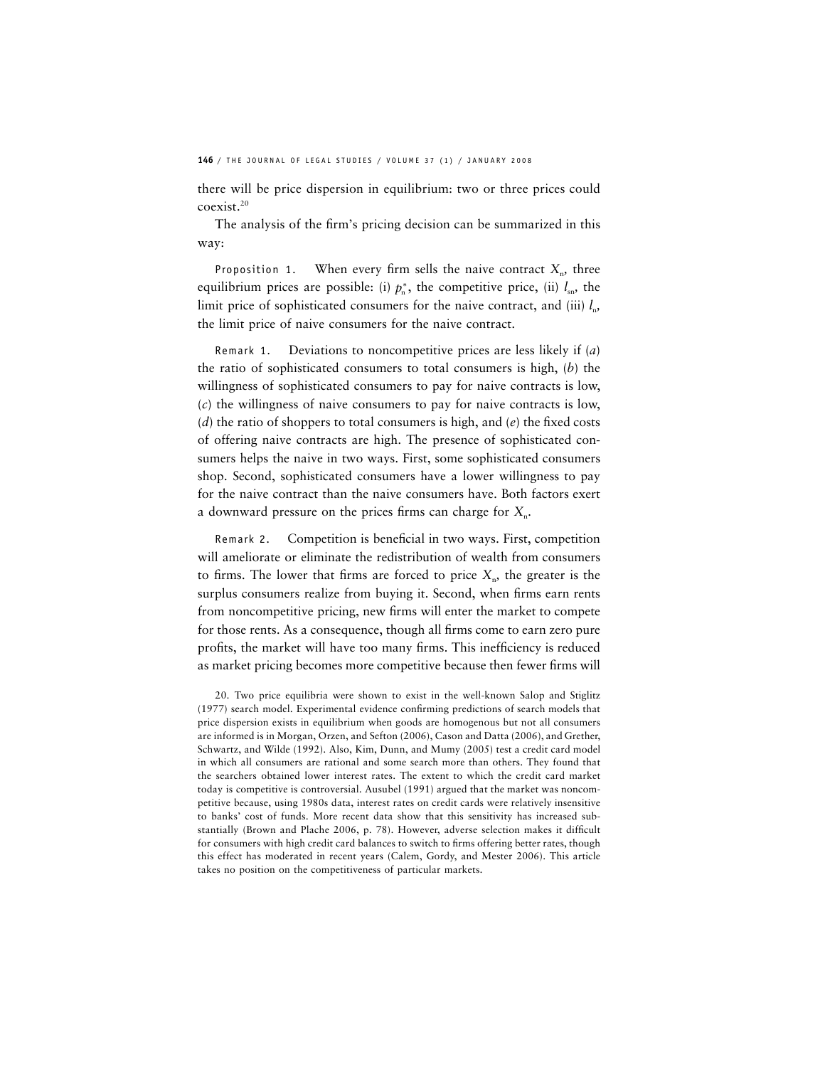there will be price dispersion in equilibrium: two or three prices could coexist.[20]

The analysis of the firm's pricing decision can be summarized in this way:

Proposition 1. When every firm sells the naive contract $X_n$, three equilibrium prices are possible: (i) $p_n^*$, the competitive price, (ii) $l_{sn}$, the limit price of sophisticated consumers for the naive contract, and (iii) $l_n$, the limit price of naive consumers for the naive contract.

Remark 1. Deviations to noncompetitive prices are less likely if (*a*) the ratio of sophisticated consumers to total consumers is high, (*b*) the willingness of sophisticated consumers to pay for naive contracts is low, (*c*) the willingness of naive consumers to pay for naive contracts is low, (*d*) the ratio of shoppers to total consumers is high, and (*e*) the fixed costs of offering naive contracts are high. The presence of sophisticated consumers helps the naive in two ways. First, some sophisticated consumers shop. Second, sophisticated consumers have a lower willingness to pay for the naive contract than the naive consumers have. Both factors exert a downward pressure on the prices firms can charge for $X_n$.

Remark 2. Competition is beneficial in two ways. First, competition will ameliorate or eliminate the redistribution of wealth from consumers to firms. The lower that firms are forced to price $X_n$, the greater is the surplus consumers realize from buying it. Second, when firms earn rents from noncompetitive pricing, new firms will enter the market to compete for those rents. As a consequence, though all firms come to earn zero pure profits, the market will have too many firms. This inefficiency is reduced as market pricing becomes more competitive because then fewer firms will

20. Two price equilibria were shown to exist in the well-known Salop and Stiglitz (1977) search model. Experimental evidence confirming predictions of search models that price dispersion exists in equilibrium when goods are homogenous but not all consumers are informed is in Morgan, Orzen, and Sefton (2006), Cason and Datta (2006), and Grether, Schwartz, and Wilde (1992). Also, Kim, Dunn, and Mumy (2005) test a credit card model in which all consumers are rational and some search more than others. They found that the searchers obtained lower interest rates. The extent to which the credit card market today is competitive is controversial. Ausubel (1991) argued that the market was noncompetitive because, using 1980s data, interest rates on credit cards were relatively insensitive to banks' cost of funds. More recent data show that this sensitivity has increased substantially (Brown and Plache 2006, p. 78). However, adverse selection makes it difficult for consumers with high credit card balances to switch to firms offering better rates, though this effect has moderated in recent years (Calem, Gordy, and Mester 2006). This article takes no position on the competitiveness of particular markets.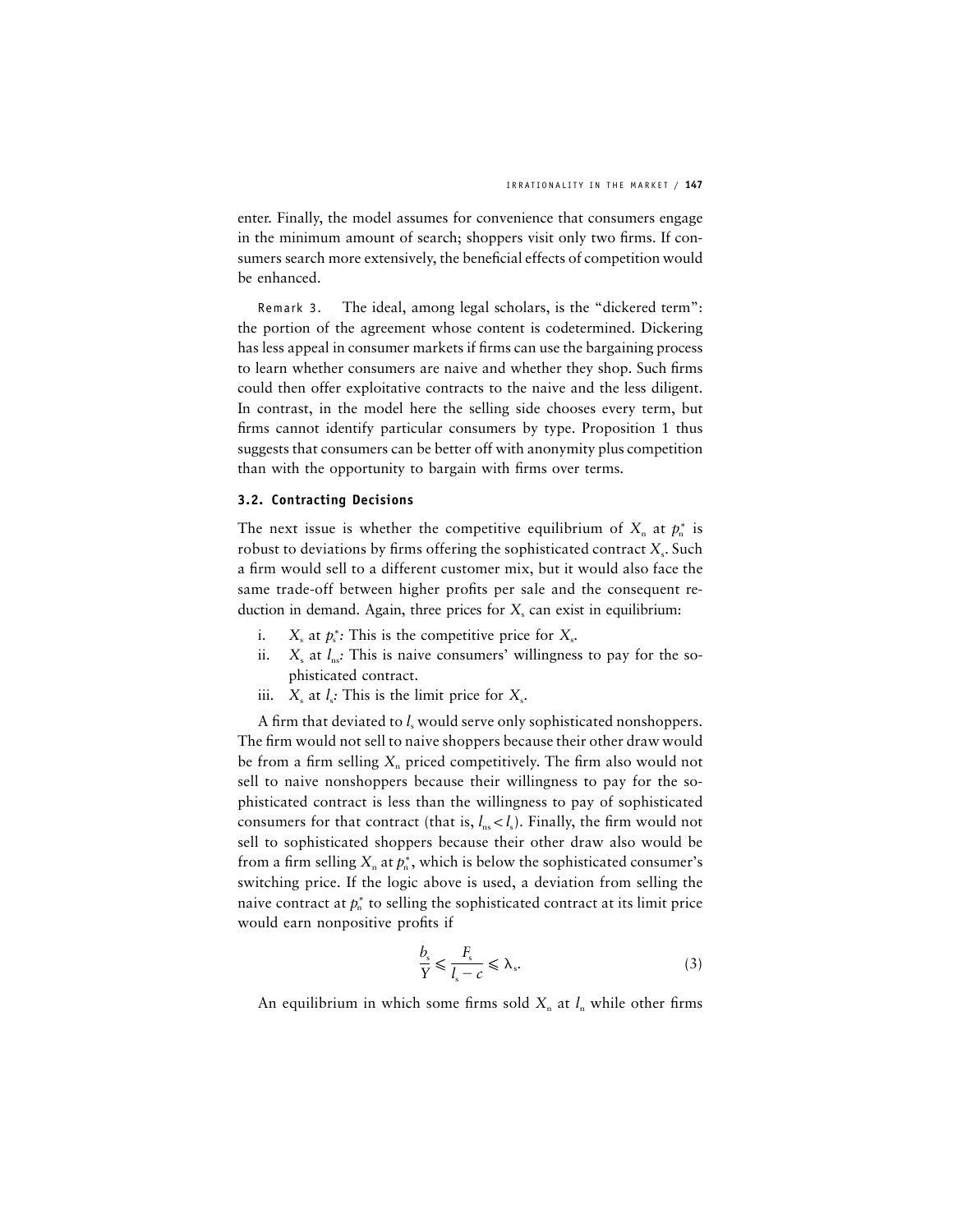enter. Finally, the model assumes for convenience that consumers engage in the minimum amount of search; shoppers visit only two firms. If consumers search more extensively, the beneficial effects of competition would be enhanced.

Remark 3. The ideal, among legal scholars, is the "dickered term": the portion of the agreement whose content is codetermined. Dickering has less appeal in consumer markets if firms can use the bargaining process to learn whether consumers are naive and whether they shop. Such firms could then offer exploitative contracts to the naive and the less diligent. In contrast, in the model here the selling side chooses every term, but firms cannot identify particular consumers by type. Proposition 1 thus suggests that consumers can be better off with anonymity plus competition than with the opportunity to bargain with firms over terms.

### 3.2. Contracting Decisions

The next issue is whether the competitive equilibrium of $X_n$ at $p_n^*$ is robust to deviations by firms offering the sophisticated contract $X_s$. Such a firm would sell to a different customer mix, but it would also face the same trade-off between higher profits per sale and the consequent reduction in demand. Again, three prices for $X_s$ can exist in equilibrium:

i. $X_s$ at $p_s^*$: This is the competitive price for $X_s$.
ii. $X_s$ at $l_{ns}$: This is naive consumers' willingness to pay for the sophisticated contract.
iii. $X_s$ at $l_s$: This is the limit price for $X_s$.

A firm that deviated to $l_s$ would serve only sophisticated nonshoppers. The firm would not sell to naive shoppers because their other draw would be from a firm selling $X_n$ priced competitively. The firm also would not sell to naive nonshoppers because their willingness to pay for the sophisticated contract is less than the willingness to pay of sophisticated consumers for that contract (that is, $l_{ns} < l_s$). Finally, the firm would not sell to sophisticated shoppers because their other draw also would be from a firm selling $X_n$ at $p_n^*$, which is below the sophisticated consumer's switching price. If the logic above is used, a deviation from selling the naive contract at $p_n^*$ to selling the sophisticated contract at its limit price would earn nonpositive profits if

$$\frac{b_s}{Y} \leqslant \frac{F_s}{l_s - c} \leqslant \lambda_s. \tag{3}$$

An equilibrium in which some firms sold $X_n$ at $l_n$ while other firms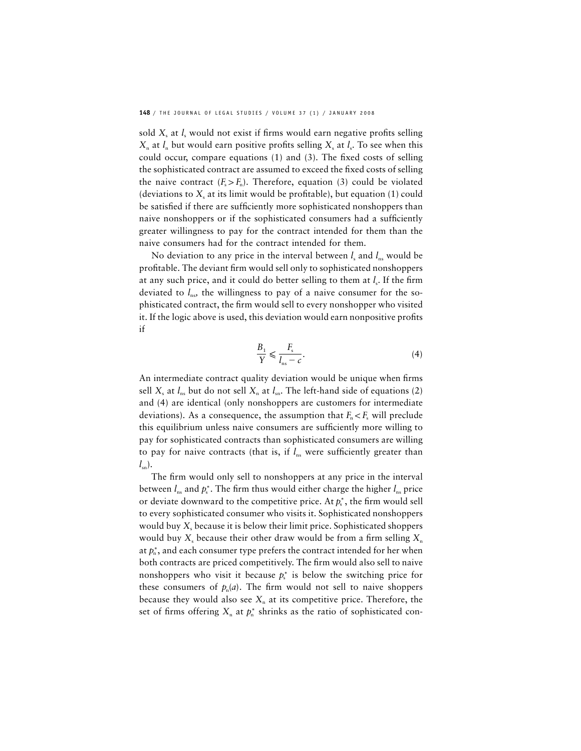sold $X_s$ at $l_s$ would not exist if firms would earn negative profits selling $X_n$ at $l_n$ but would earn positive profits selling $X_s$ at $l_s$. To see when this could occur, compare equations (1) and (3). The fixed costs of selling the sophisticated contract are assumed to exceed the fixed costs of selling the naive contract ($F_s > F_n$). Therefore, equation (3) could be violated (deviations to $X_s$ at its limit would be profitable), but equation (1) could be satisfied if there are sufficiently more sophisticated nonshoppers than naive nonshoppers or if the sophisticated consumers had a sufficiently greater willingness to pay for the contract intended for them than the naive consumers had for the contract intended for them.

No deviation to any price in the interval between $l_s$ and $l_{ns}$ would be profitable. The deviant firm would sell only to sophisticated nonshoppers at any such price, and it could do better selling to them at $l_s$. If the firm deviated to $l_{ns}$, the willingness to pay of a naive consumer for the sophisticated contract, the firm would sell to every nonshopper who visited it. If the logic above is used, this deviation would earn nonpositive profits if

$$\frac{B_1}{Y} \leqslant \frac{F_s}{l_{ns} - c}. \tag{4}$$

An intermediate contract quality deviation would be unique when firms sell $X_s$ at $l_{ns}$ but do not sell $X_n$ at $l_{sn}$. The left-hand side of equations (2) and (4) are identical (only nonshoppers are customers for intermediate deviations). As a consequence, the assumption that $F_n < F_s$ will preclude this equilibrium unless naive consumers are sufficiently more willing to pay for sophisticated contracts than sophisticated consumers are willing to pay for naive contracts (that is, if $l_{ns}$ were sufficiently greater than $l_{sn}$).

The firm would only sell to nonshoppers at any price in the interval between $l_{ns}$ and $p_s^*$. The firm thus would either charge the higher $l_{ns}$ price or deviate downward to the competitive price. At $p_s^*$, the firm would sell to every sophisticated consumer who visits it. Sophisticated nonshoppers would buy $X_s$ because it is below their limit price. Sophisticated shoppers would buy $X_s$ because their other draw would be from a firm selling $X_n$ at $p_n^*$, and each consumer type prefers the contract intended for her when both contracts are priced competitively. The firm would also sell to naive nonshoppers who visit it because $p_s^*$ is below the switching price for these consumers of $p_n(a)$. The firm would not sell to naive shoppers because they would also see $X_n$ at its competitive price. Therefore, the set of firms offering $X_n$ at $p_n^*$ shrinks as the ratio of sophisticated con-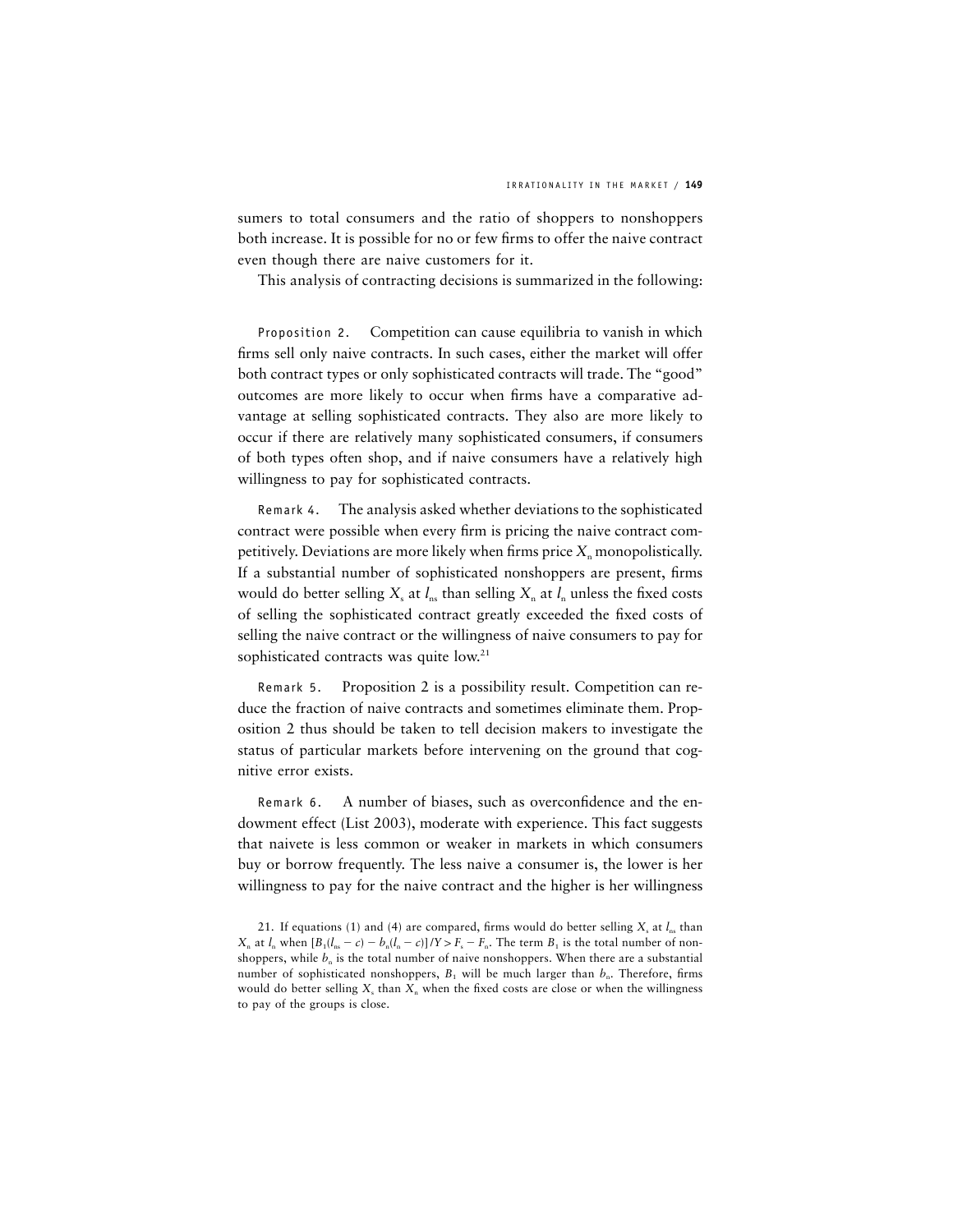sumers to total consumers and the ratio of shoppers to nonshoppers both increase. It is possible for no or few firms to offer the naive contract even though there are naive customers for it.

This analysis of contracting decisions is summarized in the following:

Proposition 2. Competition can cause equilibria to vanish in which firms sell only naive contracts. In such cases, either the market will offer both contract types or only sophisticated contracts will trade. The "good" outcomes are more likely to occur when firms have a comparative advantage at selling sophisticated contracts. They also are more likely to occur if there are relatively many sophisticated consumers, if consumers of both types often shop, and if naive consumers have a relatively high willingness to pay for sophisticated contracts.

Remark 4. The analysis asked whether deviations to the sophisticated contract were possible when every firm is pricing the naive contract competitively. Deviations are more likely when firms price $X_n$ monopolistically. If a substantial number of sophisticated nonshoppers are present, firms would do better selling $X_s$ at $l_{ns}$ than selling $X_n$ at $l_n$ unless the fixed costs of selling the sophisticated contract greatly exceeded the fixed costs of selling the naive contract or the willingness of naive consumers to pay for sophisticated contracts was quite low.[21]

Remark 5. Proposition 2 is a possibility result. Competition can reduce the fraction of naive contracts and sometimes eliminate them. Proposition 2 thus should be taken to tell decision makers to investigate the status of particular markets before intervening on the ground that cognitive error exists.

Remark 6. A number of biases, such as overconfidence and the endowment effect (List 2003), moderate with experience. This fact suggests that naivete is less common or weaker in markets in which consumers buy or borrow frequently. The less naive a consumer is, the lower is her willingness to pay for the naive contract and the higher is her willingness

21. If equations (1) and (4) are compared, firms would do better selling $X_s$ at $l_{ns}$ than $X_n$ at $l_n$ when $[B_1(l_{ns} - c) - b_n(l_n - c)]/Y > F_s - F_n$. The term $B_1$ is the total number of nonshoppers, while $b_n$ is the total number of naive nonshoppers. When there are a substantial number of sophisticated nonshoppers, $B_1$ will be much larger than $b_n$. Therefore, firms would do better selling $X_s$ than $X_n$ when the fixed costs are close or when the willingness to pay of the groups is close.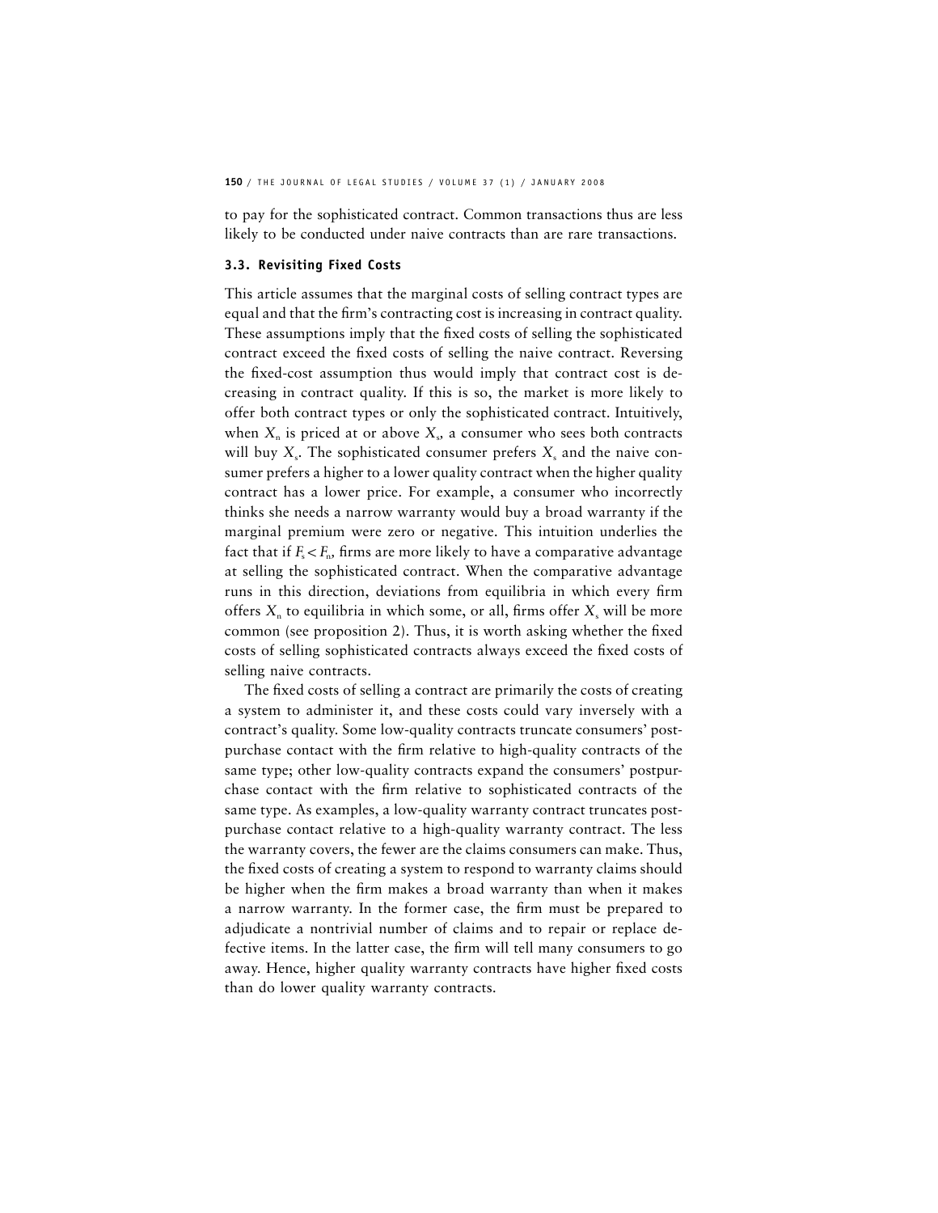to pay for the sophisticated contract. Common transactions thus are less likely to be conducted under naive contracts than are rare transactions.

### 3.3. Revisiting Fixed Costs

This article assumes that the marginal costs of selling contract types are equal and that the firm's contracting cost is increasing in contract quality. These assumptions imply that the fixed costs of selling the sophisticated contract exceed the fixed costs of selling the naive contract. Reversing the fixed-cost assumption thus would imply that contract cost is decreasing in contract quality. If this is so, the market is more likely to offer both contract types or only the sophisticated contract. Intuitively, when $X_n$ is priced at or above $X_s$, a consumer who sees both contracts will buy $X_s$. The sophisticated consumer prefers $X_s$ and the naive consumer prefers a higher to a lower quality contract when the higher quality contract has a lower price. For example, a consumer who incorrectly thinks she needs a narrow warranty would buy a broad warranty if the marginal premium were zero or negative. This intuition underlies the fact that if $F_s < F_n$, firms are more likely to have a comparative advantage at selling the sophisticated contract. When the comparative advantage runs in this direction, deviations from equilibria in which every firm offers $X_n$ to equilibria in which some, or all, firms offer $X_s$ will be more common (see proposition 2). Thus, it is worth asking whether the fixed costs of selling sophisticated contracts always exceed the fixed costs of selling naive contracts.

The fixed costs of selling a contract are primarily the costs of creating a system to administer it, and these costs could vary inversely with a contract's quality. Some low-quality contracts truncate consumers' postpurchase contact with the firm relative to high-quality contracts of the same type; other low-quality contracts expand the consumers' postpurchase contact with the firm relative to sophisticated contracts of the same type. As examples, a low-quality warranty contract truncates postpurchase contact relative to a high-quality warranty contract. The less the warranty covers, the fewer are the claims consumers can make. Thus, the fixed costs of creating a system to respond to warranty claims should be higher when the firm makes a broad warranty than when it makes a narrow warranty. In the former case, the firm must be prepared to adjudicate a nontrivial number of claims and to repair or replace defective items. In the latter case, the firm will tell many consumers to go away. Hence, higher quality warranty contracts have higher fixed costs than do lower quality warranty contracts.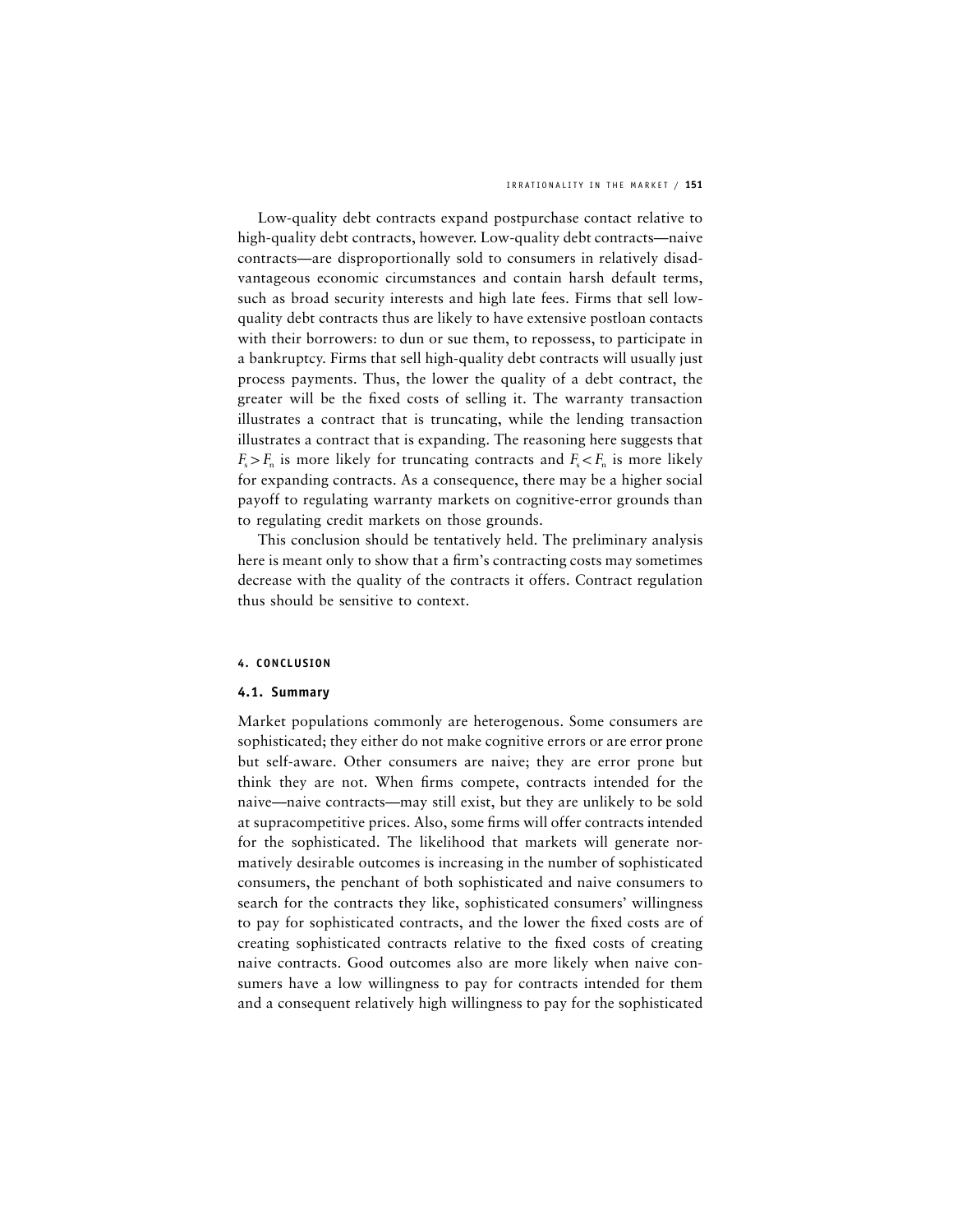Low-quality debt contracts expand postpurchase contact relative to high-quality debt contracts, however. Low-quality debt contracts—naive contracts—are disproportionally sold to consumers in relatively disadvantageous economic circumstances and contain harsh default terms, such as broad security interests and high late fees. Firms that sell low-quality debt contracts thus are likely to have extensive postloan contacts with their borrowers: to dun or sue them, to repossess, to participate in a bankruptcy. Firms that sell high-quality debt contracts will usually just process payments. Thus, the lower the quality of a debt contract, the greater will be the fixed costs of selling it. The warranty transaction illustrates a contract that is truncating, while the lending transaction illustrates a contract that is expanding. The reasoning here suggests that $F_s > F_n$ is more likely for truncating contracts and $F_s < F_n$ is more likely for expanding contracts. As a consequence, there may be a higher social payoff to regulating warranty markets on cognitive-error grounds than to regulating credit markets on those grounds.

This conclusion should be tentatively held. The preliminary analysis here is meant only to show that a firm's contracting costs may sometimes decrease with the quality of the contracts it offers. Contract regulation thus should be sensitive to context.

## 4. CONCLUSION

### 4.1. Summary

Market populations commonly are heterogenous. Some consumers are sophisticated; they either do not make cognitive errors or are error prone but self-aware. Other consumers are naive; they are error prone but think they are not. When firms compete, contracts intended for the naive—naive contracts—may still exist, but they are unlikely to be sold at supracompetitive prices. Also, some firms will offer contracts intended for the sophisticated. The likelihood that markets will generate normatively desirable outcomes is increasing in the number of sophisticated consumers, the penchant of both sophisticated and naive consumers to search for the contracts they like, sophisticated consumers' willingness to pay for sophisticated contracts, and the lower the fixed costs are of creating sophisticated contracts relative to the fixed costs of creating naive contracts. Good outcomes also are more likely when naive consumers have a low willingness to pay for contracts intended for them and a consequent relatively high willingness to pay for the sophisticated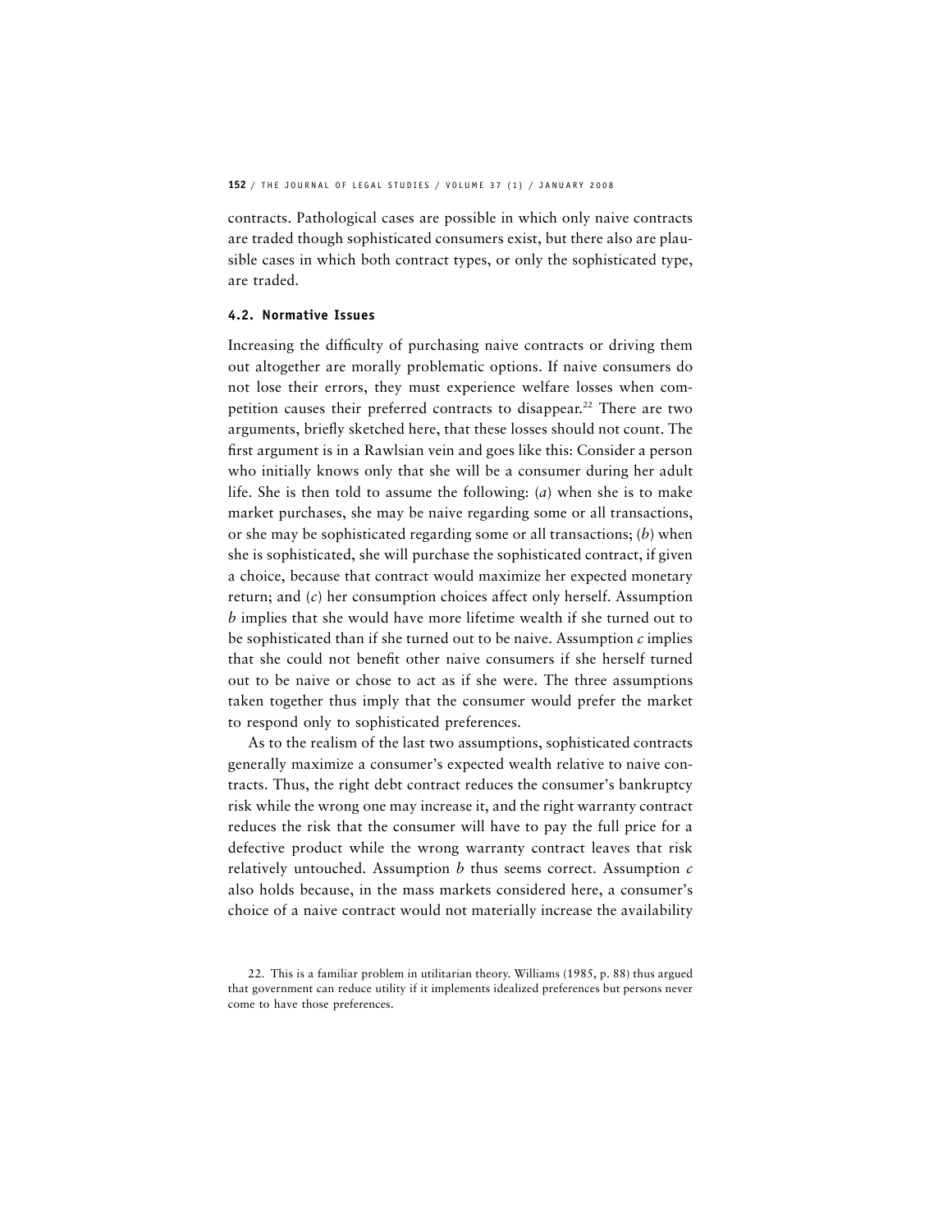contracts. Pathological cases are possible in which only naive contracts are traded though sophisticated consumers exist, but there also are plausible cases in which both contract types, or only the sophisticated type, are traded.

### 4.2. Normative Issues

Increasing the difficulty of purchasing naive contracts or driving them out altogether are morally problematic options. If naive consumers do not lose their errors, they must experience welfare losses when competition causes their preferred contracts to disappear.[22] There are two arguments, briefly sketched here, that these losses should not count. The first argument is in a Rawlsian vein and goes like this: Consider a person who initially knows only that she will be a consumer during her adult life. She is then told to assume the following: (*a*) when she is to make market purchases, she may be naive regarding some or all transactions, or she may be sophisticated regarding some or all transactions; (*b*) when she is sophisticated, she will purchase the sophisticated contract, if given a choice, because that contract would maximize her expected monetary return; and (*c*) her consumption choices affect only herself. Assumption *b* implies that she would have more lifetime wealth if she turned out to be sophisticated than if she turned out to be naive. Assumption *c* implies that she could not benefit other naive consumers if she herself turned out to be naive or chose to act as if she were. The three assumptions taken together thus imply that the consumer would prefer the market to respond only to sophisticated preferences.

As to the realism of the last two assumptions, sophisticated contracts generally maximize a consumer's expected wealth relative to naive contracts. Thus, the right debt contract reduces the consumer's bankruptcy risk while the wrong one may increase it, and the right warranty contract reduces the risk that the consumer will have to pay the full price for a defective product while the wrong warranty contract leaves that risk relatively untouched. Assumption *b* thus seems correct. Assumption *c* also holds because, in the mass markets considered here, a consumer's choice of a naive contract would not materially increase the availability

22. This is a familiar problem in utilitarian theory. Williams (1985, p. 88) thus argued that government can reduce utility if it implements idealized preferences but persons never come to have those preferences.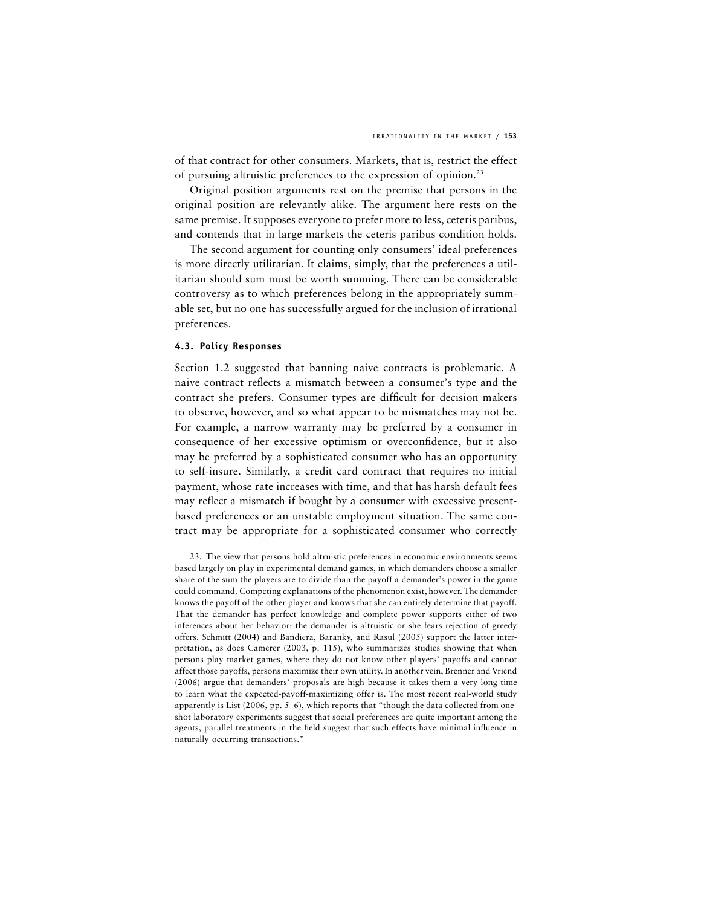of that contract for other consumers. Markets, that is, restrict the effect of pursuing altruistic preferences to the expression of opinion.[23]

Original position arguments rest on the premise that persons in the original position are relevantly alike. The argument here rests on the same premise. It supposes everyone to prefer more to less, ceteris paribus, and contends that in large markets the ceteris paribus condition holds.

The second argument for counting only consumers' ideal preferences is more directly utilitarian. It claims, simply, that the preferences a utilitarian should sum must be worth summing. There can be considerable controversy as to which preferences belong in the appropriately summable set, but no one has successfully argued for the inclusion of irrational preferences.

### 4.3. Policy Responses

Section 1.2 suggested that banning naive contracts is problematic. A naive contract reflects a mismatch between a consumer's type and the contract she prefers. Consumer types are difficult for decision makers to observe, however, and so what appear to be mismatches may not be. For example, a narrow warranty may be preferred by a consumer in consequence of her excessive optimism or overconfidence, but it also may be preferred by a sophisticated consumer who has an opportunity to self-insure. Similarly, a credit card contract that requires no initial payment, whose rate increases with time, and that has harsh default fees may reflect a mismatch if bought by a consumer with excessive present-based preferences or an unstable employment situation. The same contract may be appropriate for a sophisticated consumer who correctly

23. The view that persons hold altruistic preferences in economic environments seems based largely on play in experimental demand games, in which demanders choose a smaller share of the sum the players are to divide than the payoff a demander's power in the game could command. Competing explanations of the phenomenon exist, however. The demander knows the payoff of the other player and knows that she can entirely determine that payoff. That the demander has perfect knowledge and complete power supports either of two inferences about her behavior: the demander is altruistic or she fears rejection of greedy offers. Schmitt (2004) and Bandiera, Baranky, and Rasul (2005) support the latter interpretation, as does Camerer (2003, p. 115), who summarizes studies showing that when persons play market games, where they do not know other players' payoffs and cannot affect those payoffs, persons maximize their own utility. In another vein, Brenner and Vriend (2006) argue that demanders' proposals are high because it takes them a very long time to learn what the expected-payoff-maximizing offer is. The most recent real-world study apparently is List (2006, pp. 5–6), which reports that "though the data collected from one-shot laboratory experiments suggest that social preferences are quite important among the agents, parallel treatments in the field suggest that such effects have minimal influence in naturally occurring transactions."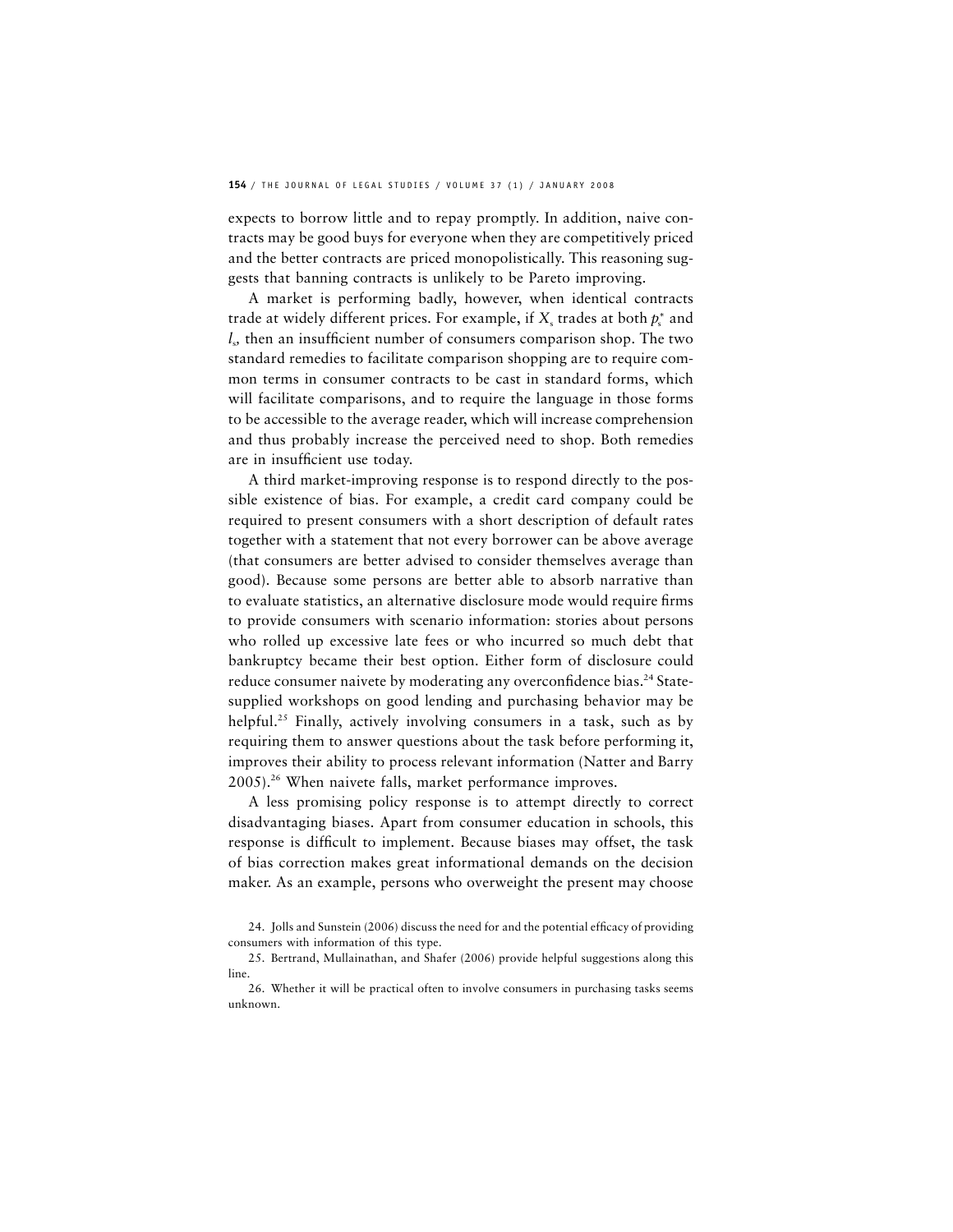expects to borrow little and to repay promptly. In addition, naive contracts may be good buys for everyone when they are competitively priced and the better contracts are priced monopolistically. This reasoning suggests that banning contracts is unlikely to be Pareto improving.

A market is performing badly, however, when identical contracts trade at widely different prices. For example, if $X_s$ trades at both $p_s^*$ and $l_s$, then an insufficient number of consumers comparison shop. The two standard remedies to facilitate comparison shopping are to require common terms in consumer contracts to be cast in standard forms, which will facilitate comparisons, and to require the language in those forms to be accessible to the average reader, which will increase comprehension and thus probably increase the perceived need to shop. Both remedies are in insufficient use today.

A third market-improving response is to respond directly to the possible existence of bias. For example, a credit card company could be required to present consumers with a short description of default rates together with a statement that not every borrower can be above average (that consumers are better advised to consider themselves average than good). Because some persons are better able to absorb narrative than to evaluate statistics, an alternative disclosure mode would require firms to provide consumers with scenario information: stories about persons who rolled up excessive late fees or who incurred so much debt that bankruptcy became their best option. Either form of disclosure could reduce consumer naivete by moderating any overconfidence bias.[24] State-supplied workshops on good lending and purchasing behavior may be helpful.[25] Finally, actively involving consumers in a task, such as by requiring them to answer questions about the task before performing it, improves their ability to process relevant information (Natter and Barry 2005).[26] When naivete falls, market performance improves.

A less promising policy response is to attempt directly to correct disadvantaging biases. Apart from consumer education in schools, this response is difficult to implement. Because biases may offset, the task of bias correction makes great informational demands on the decision maker. As an example, persons who overweight the present may choose

24. Jolls and Sunstein (2006) discuss the need for and the potential efficacy of providing consumers with information of this type.

25. Bertrand, Mullainathan, and Shafer (2006) provide helpful suggestions along this line.

26. Whether it will be practical often to involve consumers in purchasing tasks seems unknown.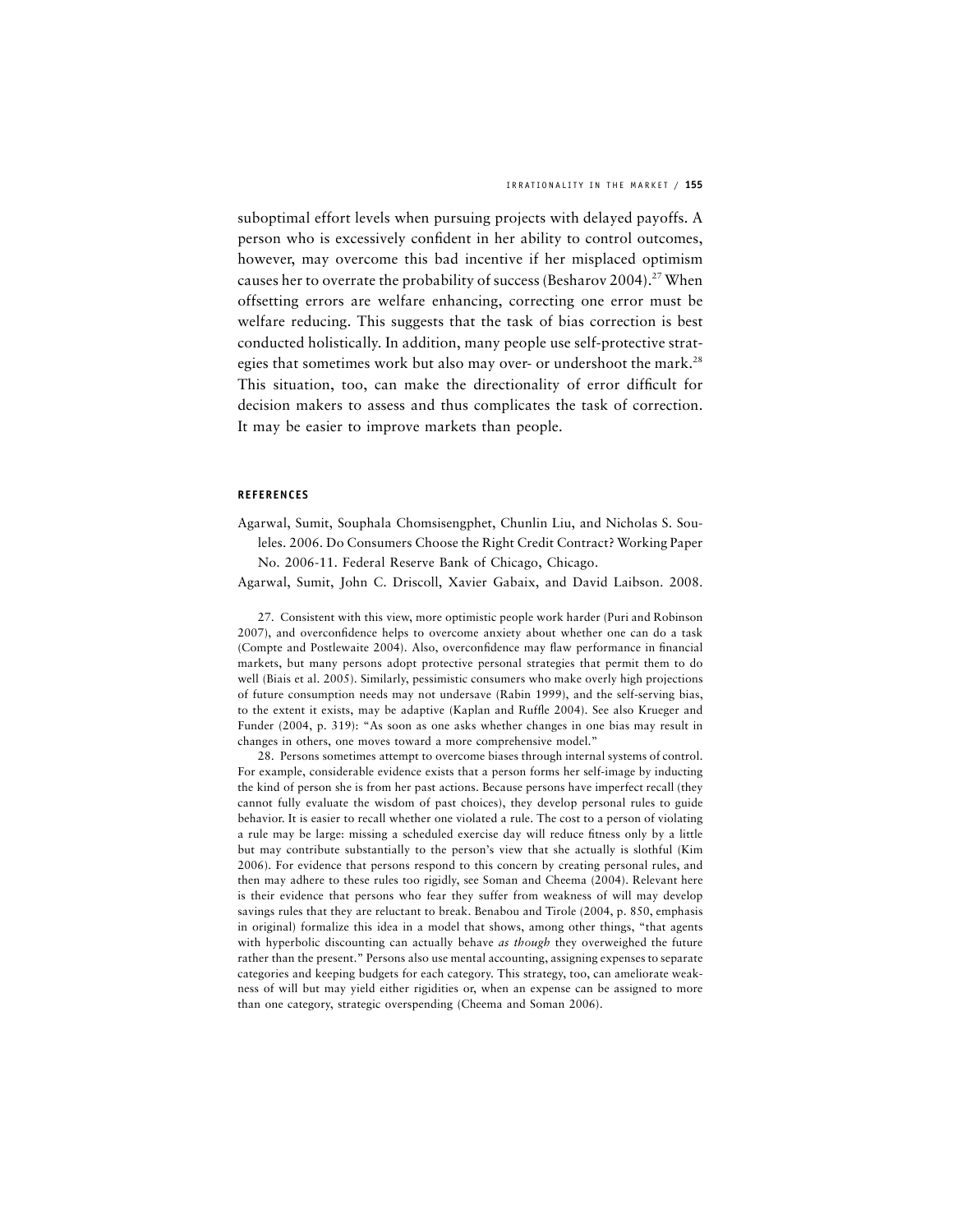suboptimal effort levels when pursuing projects with delayed payoffs. A person who is excessively confident in her ability to control outcomes, however, may overcome this bad incentive if her misplaced optimism causes her to overrate the probability of success (Besharov 2004).[27] When offsetting errors are welfare enhancing, correcting one error must be welfare reducing. This suggests that the task of bias correction is best conducted holistically. In addition, many people use self-protective strategies that sometimes work but also may over- or undershoot the mark.[28] This situation, too, can make the directionality of error difficult for decision makers to assess and thus complicates the task of correction. It may be easier to improve markets than people.

### REFERENCES

Agarwal, Sumit, Souphala Chomsisengphet, Chunlin Liu, and Nicholas S. Souleles. 2006. Do Consumers Choose the Right Credit Contract? Working Paper No. 2006-11. Federal Reserve Bank of Chicago, Chicago.

Agarwal, Sumit, John C. Driscoll, Xavier Gabaix, and David Laibson. 2008.

27. Consistent with this view, more optimistic people work harder (Puri and Robinson 2007), and overconfidence helps to overcome anxiety about whether one can do a task (Compte and Postlewaite 2004). Also, overconfidence may flaw performance in financial markets, but many persons adopt protective personal strategies that permit them to do well (Biais et al. 2005). Similarly, pessimistic consumers who make overly high projections of future consumption needs may not undersave (Rabin 1999), and the self-serving bias, to the extent it exists, may be adaptive (Kaplan and Ruffle 2004). See also Krueger and Funder (2004, p. 319): "As soon as one asks whether changes in one bias may result in changes in others, one moves toward a more comprehensive model."

28. Persons sometimes attempt to overcome biases through internal systems of control. For example, considerable evidence exists that a person forms her self-image by inducting the kind of person she is from her past actions. Because persons have imperfect recall (they cannot fully evaluate the wisdom of past choices), they develop personal rules to guide behavior. It is easier to recall whether one violated a rule. The cost to a person of violating a rule may be large: missing a scheduled exercise day will reduce fitness only by a little but may contribute substantially to the person's view that she actually is slothful (Kim 2006). For evidence that persons respond to this concern by creating personal rules, and then may adhere to these rules too rigidly, see Soman and Cheema (2004). Relevant here is their evidence that persons who fear they suffer from weakness of will may develop savings rules that they are reluctant to break. Benabou and Tirole (2004, p. 850, emphasis in original) formalize this idea in a model that shows, among other things, "that agents with hyperbolic discounting can actually behave *as though* they overweighed the future rather than the present." Persons also use mental accounting, assigning expenses to separate categories and keeping budgets for each category. This strategy, too, can ameliorate weakness of will but may yield either rigidities or, when an expense can be assigned to more than one category, strategic overspending (Cheema and Soman 2006).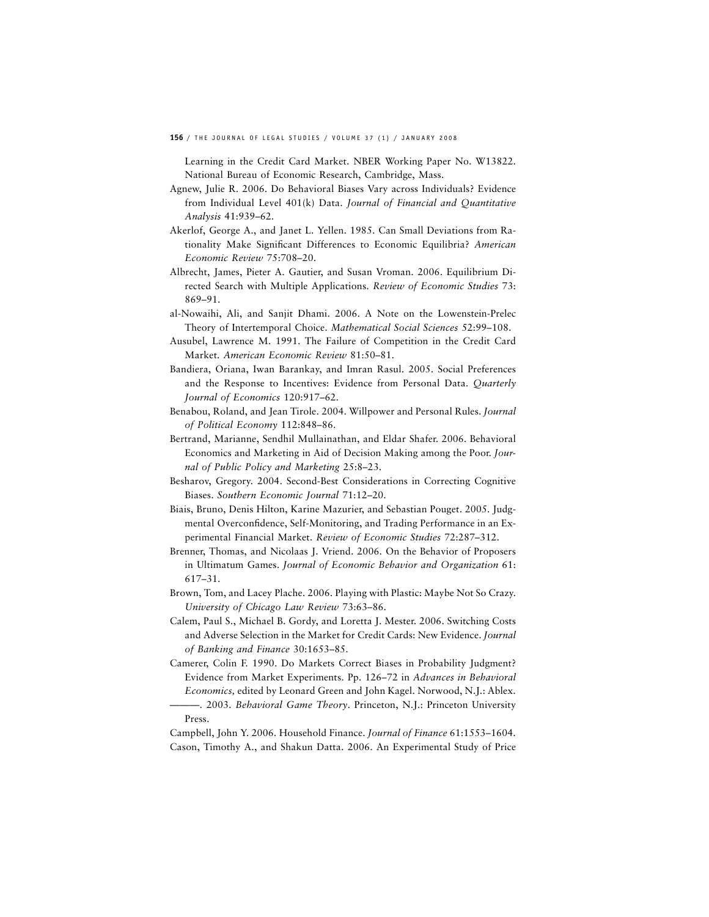Learning in the Credit Card Market. NBER Working Paper No. W13822. National Bureau of Economic Research, Cambridge, Mass.

Agnew, Julie R. 2006. Do Behavioral Biases Vary across Individuals? Evidence from Individual Level 401(k) Data. *Journal of Financial and Quantitative Analysis* 41:939–62.

Akerlof, George A., and Janet L. Yellen. 1985. Can Small Deviations from Rationality Make Significant Differences to Economic Equilibria? *American Economic Review* 75:708–20.

Albrecht, James, Pieter A. Gautier, and Susan Vroman. 2006. Equilibrium Directed Search with Multiple Applications. *Review of Economic Studies* 73: 869–91.

al-Nowaihi, Ali, and Sanjit Dhami. 2006. A Note on the Lowenstein-Prelec Theory of Intertemporal Choice. *Mathematical Social Sciences* 52:99–108.

Ausubel, Lawrence M. 1991. The Failure of Competition in the Credit Card Market. *American Economic Review* 81:50–81.

Bandiera, Oriana, Iwan Barankay, and Imran Rasul. 2005. Social Preferences and the Response to Incentives: Evidence from Personal Data. *Quarterly Journal of Economics* 120:917–62.

Benabou, Roland, and Jean Tirole. 2004. Willpower and Personal Rules. *Journal of Political Economy* 112:848–86.

Bertrand, Marianne, Sendhil Mullainathan, and Eldar Shafer. 2006. Behavioral Economics and Marketing in Aid of Decision Making among the Poor. *Journal of Public Policy and Marketing* 25:8–23.

Besharov, Gregory. 2004. Second-Best Considerations in Correcting Cognitive Biases. *Southern Economic Journal* 71:12–20.

Biais, Bruno, Denis Hilton, Karine Mazurier, and Sebastian Pouget. 2005. Judgmental Overconfidence, Self-Monitoring, and Trading Performance in an Experimental Financial Market. *Review of Economic Studies* 72:287–312.

Brenner, Thomas, and Nicolaas J. Vriend. 2006. On the Behavior of Proposers in Ultimatum Games. *Journal of Economic Behavior and Organization* 61: 617–31.

Brown, Tom, and Lacey Plache. 2006. Playing with Plastic: Maybe Not So Crazy. *University of Chicago Law Review* 73:63–86.

Calem, Paul S., Michael B. Gordy, and Loretta J. Mester. 2006. Switching Costs and Adverse Selection in the Market for Credit Cards: New Evidence. *Journal of Banking and Finance* 30:1653–85.

Camerer, Colin F. 1990. Do Markets Correct Biases in Probability Judgment? Evidence from Market Experiments. Pp. 126–72 in *Advances in Behavioral Economics,* edited by Leonard Green and John Kagel. Norwood, N.J.: Ablex.

———. 2003. *Behavioral Game Theory*. Princeton, N.J.: Princeton University Press.

Campbell, John Y. 2006. Household Finance. *Journal of Finance* 61:1553–1604.

Cason, Timothy A., and Shakun Datta. 2006. An Experimental Study of Price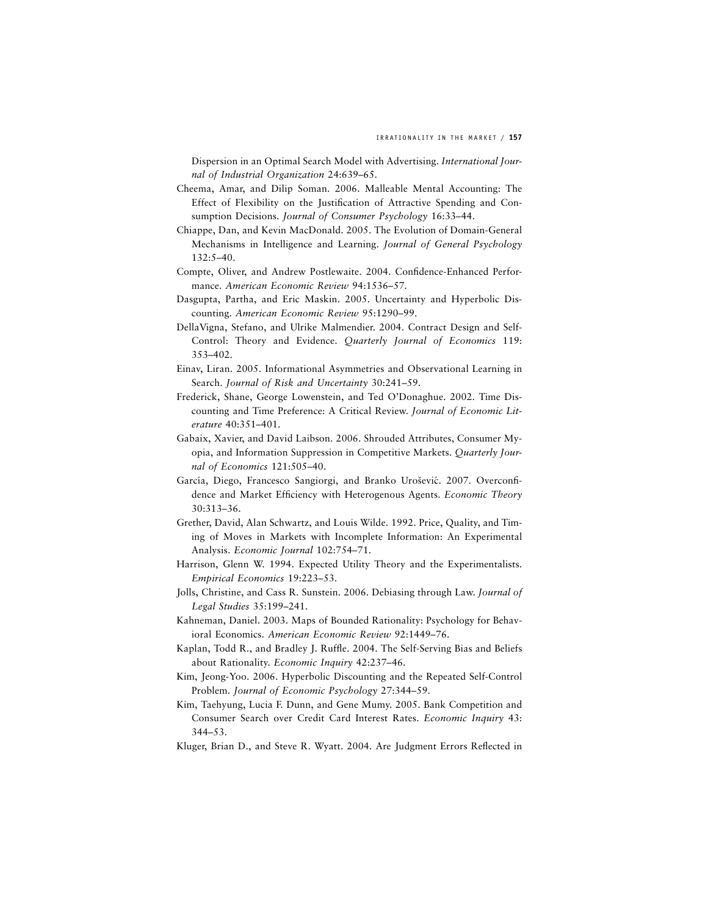Dispersion in an Optimal Search Model with Advertising. *International Journal of Industrial Organization* 24:639–65.

Cheema, Amar, and Dilip Soman. 2006. Malleable Mental Accounting: The Effect of Flexibility on the Justification of Attractive Spending and Consumption Decisions. *Journal of Consumer Psychology* 16:33–44.

Chiappe, Dan, and Kevin MacDonald. 2005. The Evolution of Domain-General Mechanisms in Intelligence and Learning. *Journal of General Psychology* 132:5–40.

Compte, Oliver, and Andrew Postlewaite. 2004. Confidence-Enhanced Performance. *American Economic Review* 94:1536–57.

Dasgupta, Partha, and Eric Maskin. 2005. Uncertainty and Hyperbolic Discounting. *American Economic Review* 95:1290–99.

DellaVigna, Stefano, and Ulrike Malmendier. 2004. Contract Design and Self-Control: Theory and Evidence. *Quarterly Journal of Economics* 119: 353–402.

Einav, Liran. 2005. Informational Asymmetries and Observational Learning in Search. *Journal of Risk and Uncertainty* 30:241–59.

Frederick, Shane, George Lowenstein, and Ted O'Donaghue. 2002. Time Discounting and Time Preference: A Critical Review. *Journal of Economic Literature* 40:351–401.

Gabaix, Xavier, and David Laibson. 2006. Shrouded Attributes, Consumer Myopia, and Information Suppression in Competitive Markets. *Quarterly Journal of Economics* 121:505–40.

García, Diego, Francesco Sangiorgi, and Branko Urošević. 2007. Overconfidence and Market Efficiency with Heterogenous Agents. *Economic Theory* 30:313–36.

Grether, David, Alan Schwartz, and Louis Wilde. 1992. Price, Quality, and Timing of Moves in Markets with Incomplete Information: An Experimental Analysis. *Economic Journal* 102:754–71.

Harrison, Glenn W. 1994. Expected Utility Theory and the Experimentalists. *Empirical Economics* 19:223–53.

Jolls, Christine, and Cass R. Sunstein. 2006. Debiasing through Law. *Journal of Legal Studies* 35:199–241.

Kahneman, Daniel. 2003. Maps of Bounded Rationality: Psychology for Behavioral Economics. *American Economic Review* 92:1449–76.

Kaplan, Todd R., and Bradley J. Ruffle. 2004. The Self-Serving Bias and Beliefs about Rationality. *Economic Inquiry* 42:237–46.

Kim, Jeong-Yoo. 2006. Hyperbolic Discounting and the Repeated Self-Control Problem. *Journal of Economic Psychology* 27:344–59.

Kim, Taehyung, Lucia F. Dunn, and Gene Mumy. 2005. Bank Competition and Consumer Search over Credit Card Interest Rates. *Economic Inquiry* 43: 344–53.

Kluger, Brian D., and Steve R. Wyatt. 2004. Are Judgment Errors Reflected in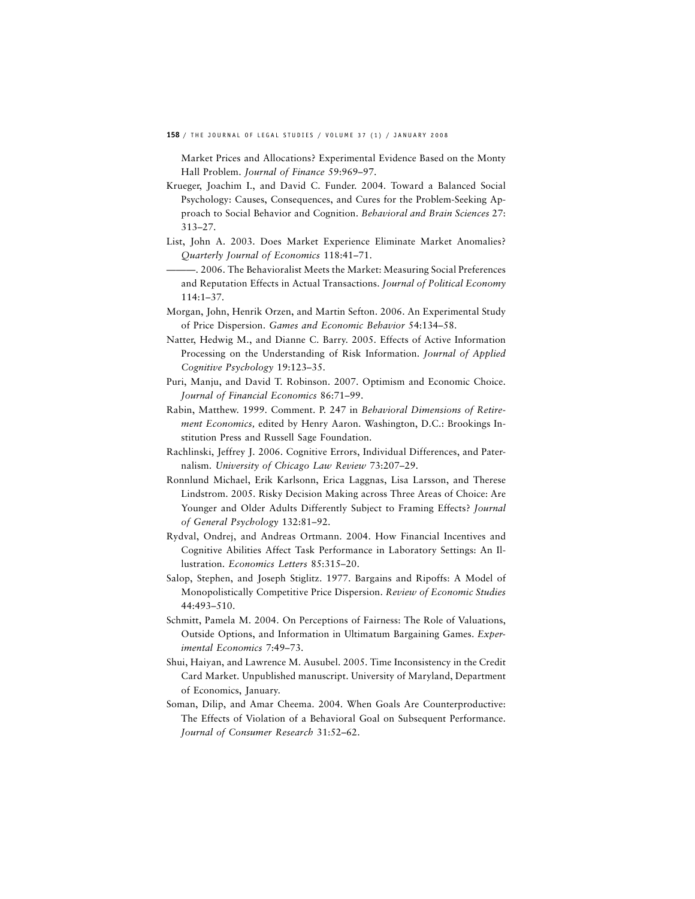Market Prices and Allocations? Experimental Evidence Based on the Monty Hall Problem. *Journal of Finance* 59:969–97.

Krueger, Joachim I., and David C. Funder. 2004. Toward a Balanced Social Psychology: Causes, Consequences, and Cures for the Problem-Seeking Approach to Social Behavior and Cognition. *Behavioral and Brain Sciences* 27: 313–27.

List, John A. 2003. Does Market Experience Eliminate Market Anomalies? *Quarterly Journal of Economics* 118:41–71.

———. 2006. The Behavioralist Meets the Market: Measuring Social Preferences and Reputation Effects in Actual Transactions. *Journal of Political Economy* 114:1–37.

Morgan, John, Henrik Orzen, and Martin Sefton. 2006. An Experimental Study of Price Dispersion. *Games and Economic Behavior* 54:134–58.

Natter, Hedwig M., and Dianne C. Barry. 2005. Effects of Active Information Processing on the Understanding of Risk Information. *Journal of Applied Cognitive Psychology* 19:123–35.

Puri, Manju, and David T. Robinson. 2007. Optimism and Economic Choice. *Journal of Financial Economics* 86:71–99.

Rabin, Matthew. 1999. Comment. P. 247 in *Behavioral Dimensions of Retirement Economics,* edited by Henry Aaron. Washington, D.C.: Brookings Institution Press and Russell Sage Foundation.

Rachlinski, Jeffrey J. 2006. Cognitive Errors, Individual Differences, and Paternalism. *University of Chicago Law Review* 73:207–29.

Ronnlund Michael, Erik Karlsonn, Erica Laggnas, Lisa Larsson, and Therese Lindstrom. 2005. Risky Decision Making across Three Areas of Choice: Are Younger and Older Adults Differently Subject to Framing Effects? *Journal of General Psychology* 132:81–92.

Rydval, Ondrej, and Andreas Ortmann. 2004. How Financial Incentives and Cognitive Abilities Affect Task Performance in Laboratory Settings: An Illustration. *Economics Letters* 85:315–20.

Salop, Stephen, and Joseph Stiglitz. 1977. Bargains and Ripoffs: A Model of Monopolistically Competitive Price Dispersion. *Review of Economic Studies* 44:493–510.

Schmitt, Pamela M. 2004. On Perceptions of Fairness: The Role of Valuations, Outside Options, and Information in Ultimatum Bargaining Games. *Experimental Economics* 7:49–73.

Shui, Haiyan, and Lawrence M. Ausubel. 2005. Time Inconsistency in the Credit Card Market. Unpublished manuscript. University of Maryland, Department of Economics, January.

Soman, Dilip, and Amar Cheema. 2004. When Goals Are Counterproductive: The Effects of Violation of a Behavioral Goal on Subsequent Performance. *Journal of Consumer Research* 31:52–62.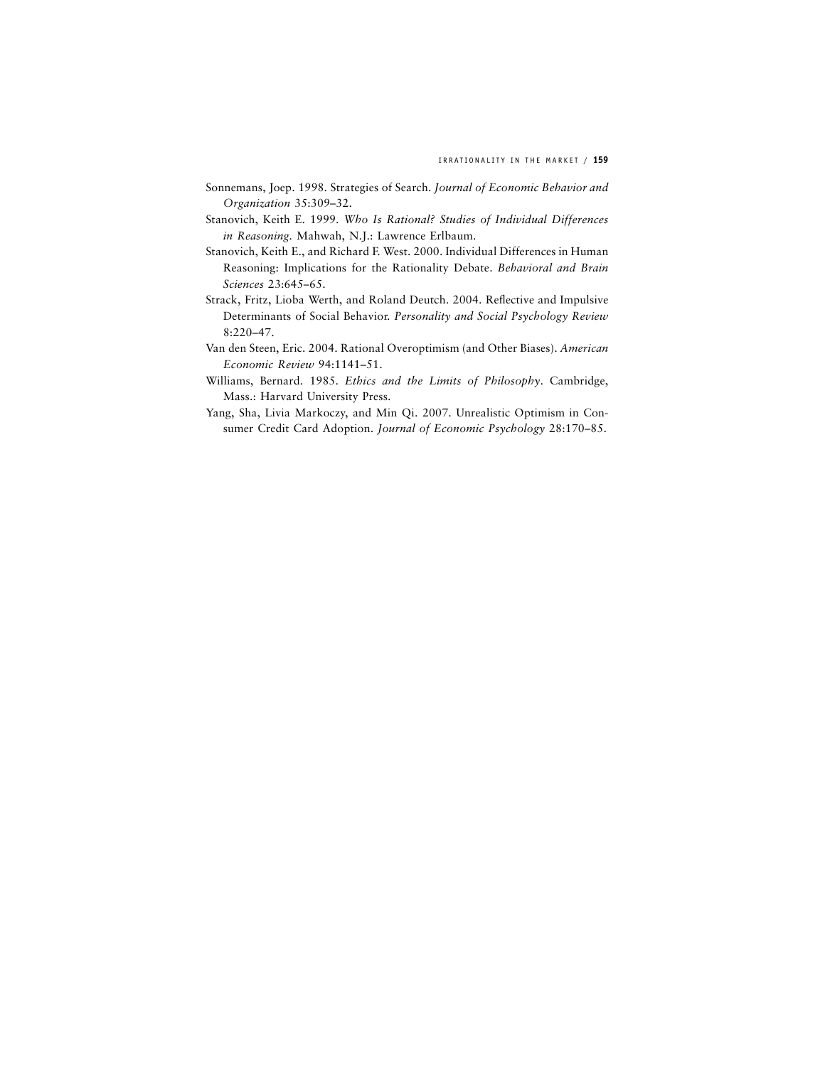Sonnemans, Joep. 1998. Strategies of Search. *Journal of Economic Behavior and Organization* 35:309–32.

Stanovich, Keith E. 1999. *Who Is Rational? Studies of Individual Differences in Reasoning.* Mahwah, N.J.: Lawrence Erlbaum.

Stanovich, Keith E., and Richard F. West. 2000. Individual Differences in Human Reasoning: Implications for the Rationality Debate. *Behavioral and Brain Sciences* 23:645–65.

Strack, Fritz, Lioba Werth, and Roland Deutch. 2004. Reflective and Impulsive Determinants of Social Behavior. *Personality and Social Psychology Review* 8:220–47.

Van den Steen, Eric. 2004. Rational Overoptimism (and Other Biases). *American Economic Review* 94:1141–51.

Williams, Bernard. 1985. *Ethics and the Limits of Philosophy*. Cambridge, Mass.: Harvard University Press.

Yang, Sha, Livia Markoczy, and Min Qi. 2007. Unrealistic Optimism in Consumer Credit Card Adoption. *Journal of Economic Psychology* 28:170–85.